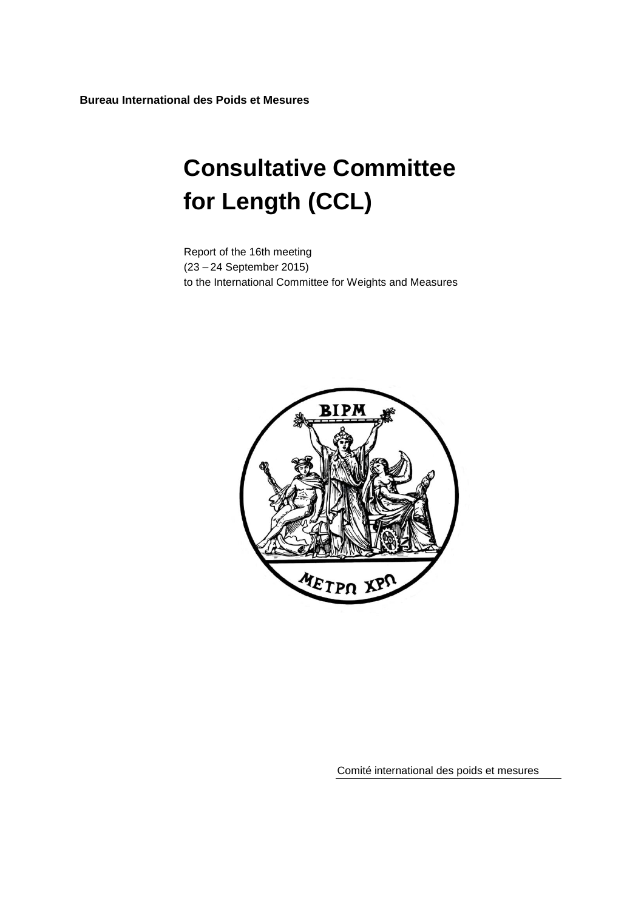**Bureau International des Poids et Mesures**

# Consultative Committee for Length (CCL)

Report of the 16th meeting
(23 – 24 September 2015)
to the International Committee for Weights and Measures

Comité international des poids et mesures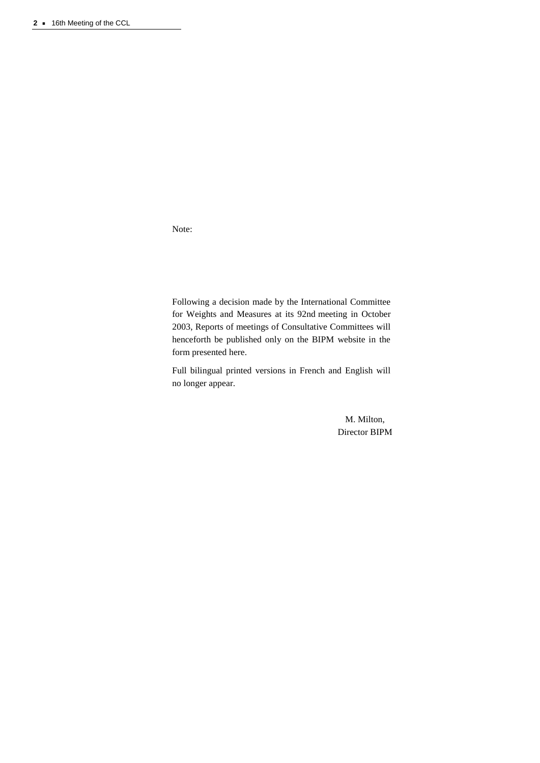Note:

Following a decision made by the International Committee for Weights and Measures at its 92nd meeting in October 2003, Reports of meetings of Consultative Committees will henceforth be published only on the BIPM website in the form presented here.

Full bilingual printed versions in French and English will no longer appear.

M. Milton,
Director BIPM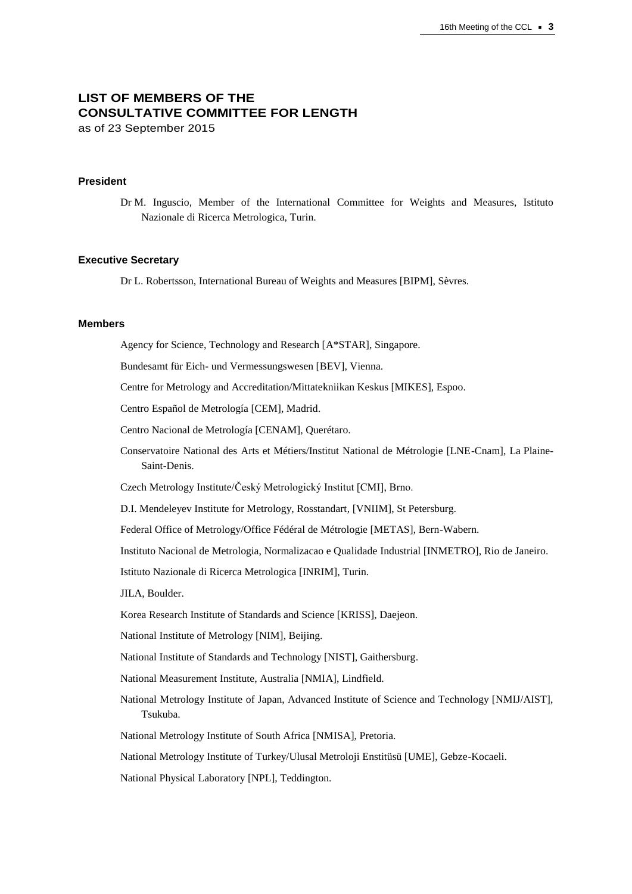# LIST OF MEMBERS OF THE CONSULTATIVE COMMITTEE FOR LENGTH

as of 23 September 2015

### President

Dr M. Inguscio, Member of the International Committee for Weights and Measures, Istituto Nazionale di Ricerca Metrologica, Turin.

### Executive Secretary

Dr L. Robertsson, International Bureau of Weights and Measures [BIPM], Sèvres.

### Members

Agency for Science, Technology and Research [A*STAR], Singapore.

Bundesamt für Eich- und Vermessungswesen [BEV], Vienna.

Centre for Metrology and Accreditation/Mittatekniikan Keskus [MIKES], Espoo.

Centro Español de Metrología [CEM], Madrid.

Centro Nacional de Metrología [CENAM], Querétaro.

Conservatoire National des Arts et Métiers/Institut National de Métrologie [LNE-Cnam], La Plaine-Saint-Denis.

Czech Metrology Institute/Český Metrologický Institut [CMI], Brno.

D.I. Mendeleyev Institute for Metrology, Rosstandart, [VNIIM], St Petersburg.

Federal Office of Metrology/Office Fédéral de Métrologie [METAS], Bern-Wabern.

Instituto Nacional de Metrologia, Normalizacao e Qualidade Industrial [INMETRO], Rio de Janeiro.

Istituto Nazionale di Ricerca Metrologica [INRIM], Turin.

JILA, Boulder.

Korea Research Institute of Standards and Science [KRISS], Daejeon.

National Institute of Metrology [NIM], Beijing.

National Institute of Standards and Technology [NIST], Gaithersburg.

National Measurement Institute, Australia [NMIA], Lindfield.

National Metrology Institute of Japan, Advanced Institute of Science and Technology [NMIJ/AIST], Tsukuba.

National Metrology Institute of South Africa [NMISA], Pretoria.

National Metrology Institute of Turkey/Ulusal Metroloji Enstitüsü [UME], Gebze-Kocaeli.

National Physical Laboratory [NPL], Teddington.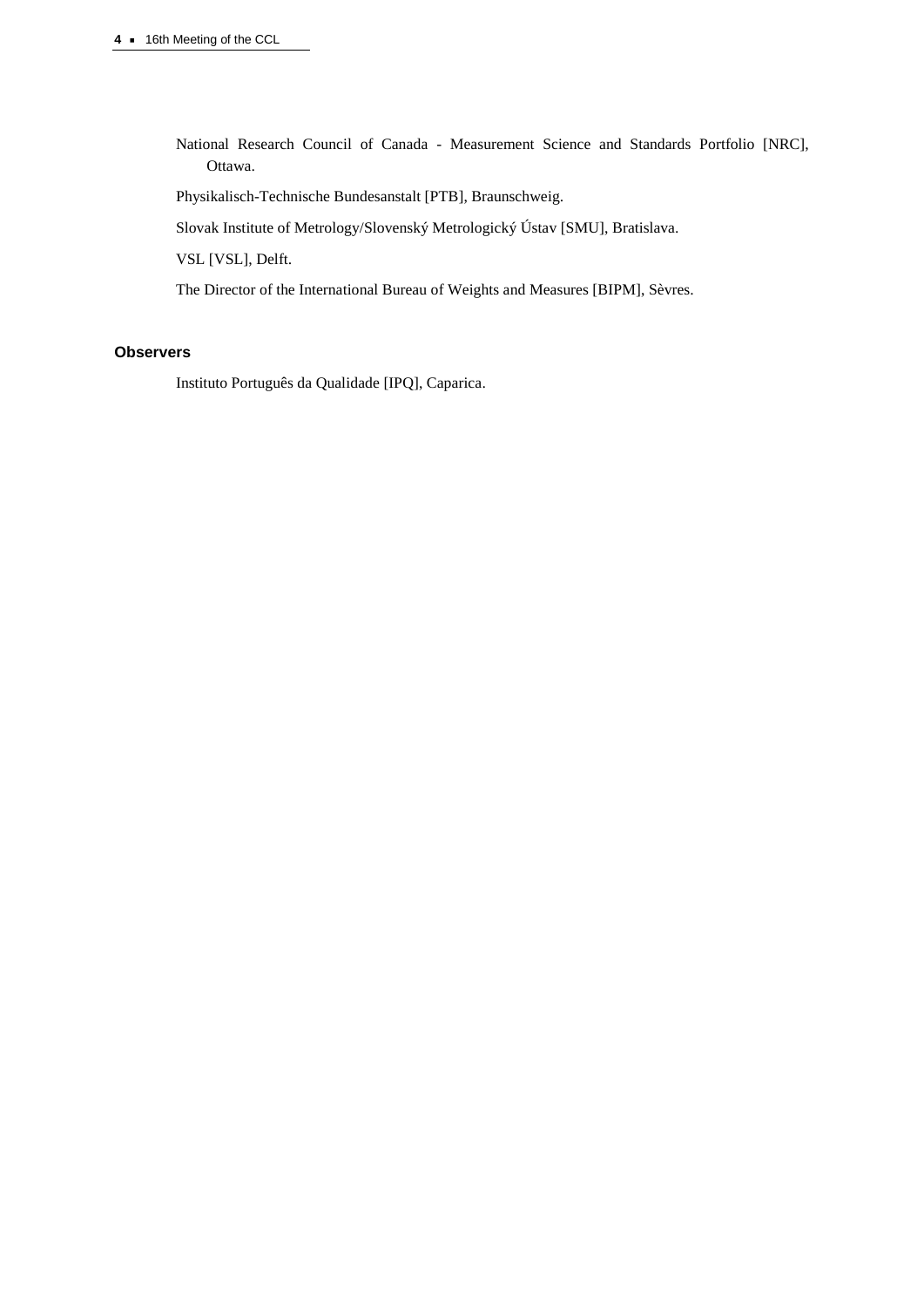National Research Council of Canada - Measurement Science and Standards Portfolio [NRC], Ottawa.

Physikalisch-Technische Bundesanstalt [PTB], Braunschweig.

Slovak Institute of Metrology/Slovenský Metrologický Ústav [SMU], Bratislava.

VSL [VSL], Delft.

The Director of the International Bureau of Weights and Measures [BIPM], Sèvres.

### Observers

Instituto Português da Qualidade [IPQ], Caparica.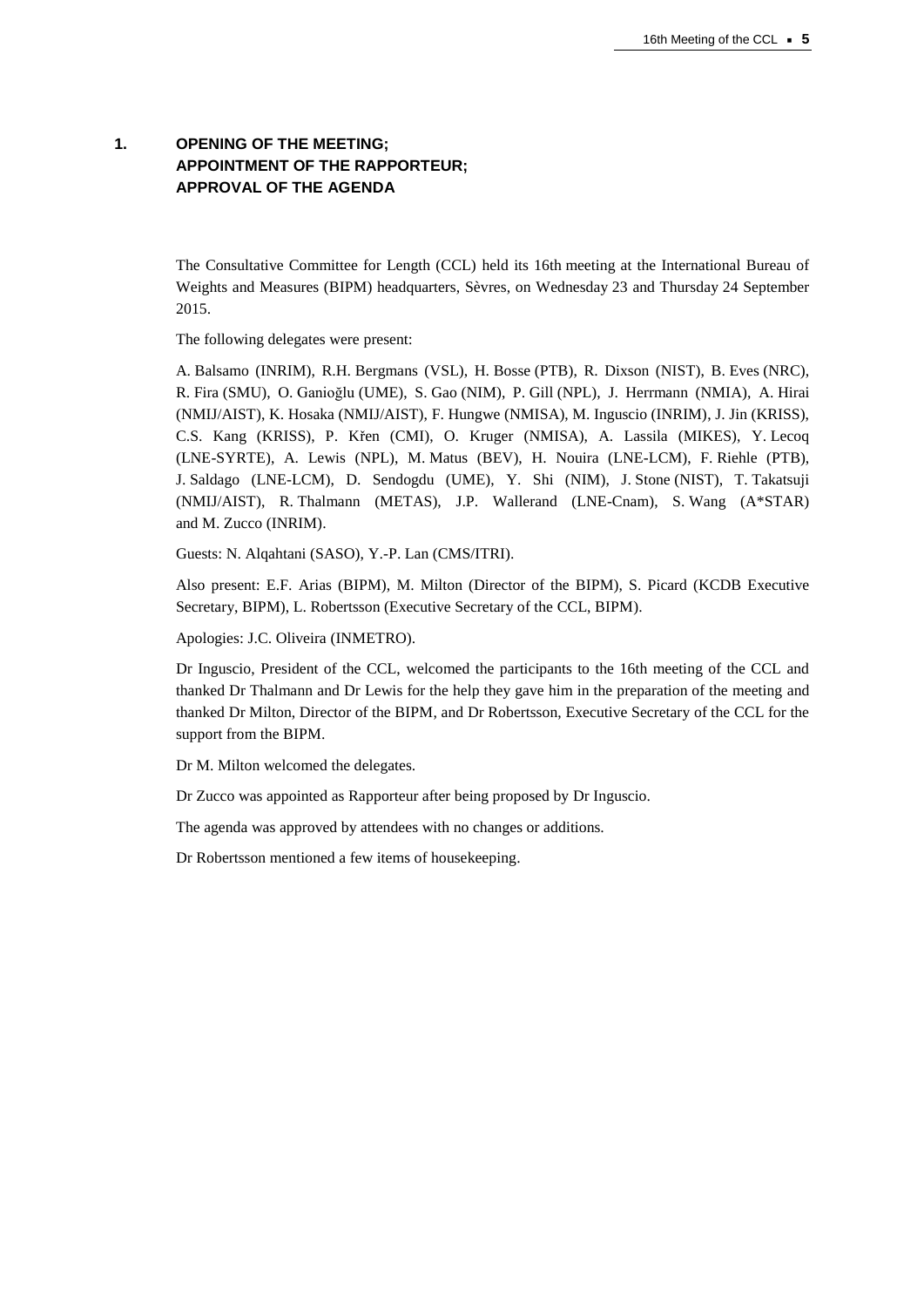# 1. OPENING OF THE MEETING; APPOINTMENT OF THE RAPPORTEUR; APPROVAL OF THE AGENDA

The Consultative Committee for Length (CCL) held its 16th meeting at the International Bureau of Weights and Measures (BIPM) headquarters, Sèvres, on Wednesday 23 and Thursday 24 September 2015.

The following delegates were present:

A. Balsamo (INRIM), R.H. Bergmans (VSL), H. Bosse (PTB), R. Dixson (NIST), B. Eves (NRC), R. Fira (SMU), O. Ganioğlu (UME), S. Gao (NIM), P. Gill (NPL), J. Herrmann (NMIA), A. Hirai (NMIJ/AIST), K. Hosaka (NMIJ/AIST), F. Hungwe (NMISA), M. Inguscio (INRIM), J. Jin (KRISS), C.S. Kang (KRISS), P. Křen (CMI), O. Kruger (NMISA), A. Lassila (MIKES), Y. Lecoq (LNE-SYRTE), A. Lewis (NPL), M. Matus (BEV), H. Nouira (LNE-LCM), F. Riehle (PTB), J. Saldago (LNE-LCM), D. Sendogdu (UME), Y. Shi (NIM), J. Stone (NIST), T. Takatsuji (NMIJ/AIST), R. Thalmann (METAS), J.P. Wallerand (LNE-Cnam), S. Wang (A*STAR) and M. Zucco (INRIM).

Guests: N. Alqahtani (SASO), Y.-P. Lan (CMS/ITRI).

Also present: E.F. Arias (BIPM), M. Milton (Director of the BIPM), S. Picard (KCDB Executive Secretary, BIPM), L. Robertsson (Executive Secretary of the CCL, BIPM).

Apologies: J.C. Oliveira (INMETRO).

Dr Inguscio, President of the CCL, welcomed the participants to the 16th meeting of the CCL and thanked Dr Thalmann and Dr Lewis for the help they gave him in the preparation of the meeting and thanked Dr Milton, Director of the BIPM, and Dr Robertsson, Executive Secretary of the CCL for the support from the BIPM.

Dr M. Milton welcomed the delegates.

Dr Zucco was appointed as Rapporteur after being proposed by Dr Inguscio.

The agenda was approved by attendees with no changes or additions.

Dr Robertsson mentioned a few items of housekeeping.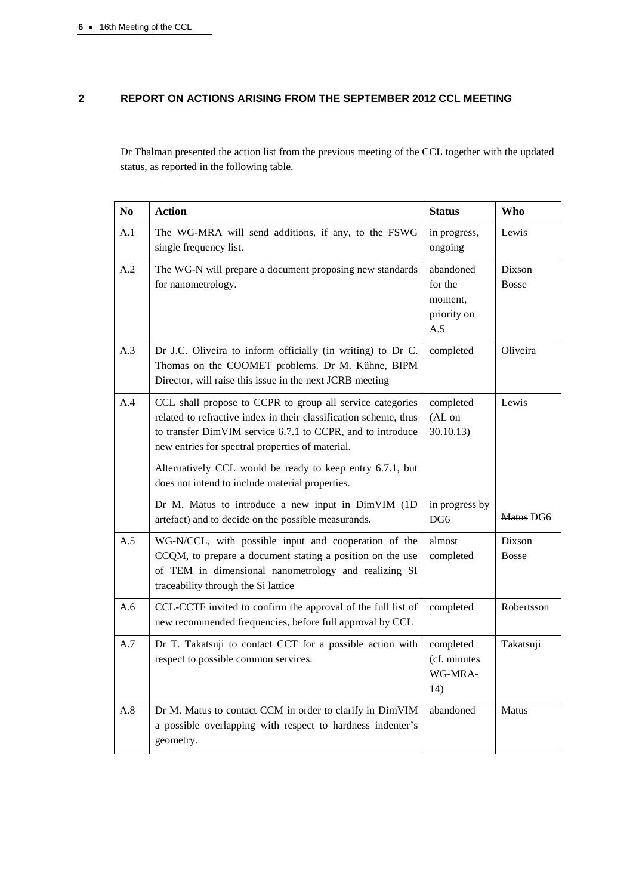## 2 REPORT ON ACTIONS ARISING FROM THE SEPTEMBER 2012 CCL MEETING

Dr Thalman presented the action list from the previous meeting of the CCL together with the updated status, as reported in the following table.

| No | Action | Status | Who |
|---|---|---|---|
| A.1 | The WG-MRA will send additions, if any, to the FSWG single frequency list. | in progress, ongoing | Lewis |
| A.2 | The WG-N will prepare a document proposing new standards for nanometrology. | abandoned for the moment, priority on A.5 | Dixson Bosse |
| A.3 | Dr J.C. Oliveira to inform officially (in writing) to Dr C. Thomas on the COOMET problems. Dr M. Kühne, BIPM Director, will raise this issue in the next JCRB meeting | completed | Oliveira |
| A.4 | CCL shall propose to CCPR to group all service categories related to refractive index in their classification scheme, thus to transfer DimVIM service 6.7.1 to CCPR, and to introduce new entries for spectral properties of material.<br><br>Alternatively CCL would be ready to keep entry 6.7.1, but does not intend to include material properties. | completed (AL on 30.10.13) | Lewis |
| | Dr M. Matus to introduce a new input in DimVIM (1D artefact) and to decide on the possible measurands. | in progress by DG6 | ~~Matus~~ DG6 |
| A.5 | WG-N/CCL, with possible input and cooperation of the CCQM, to prepare a document stating a position on the use of TEM in dimensional nanometrology and realizing SI traceability through the Si lattice | almost completed | Dixson Bosse |
| A.6 | CCL-CCTF invited to confirm the approval of the full list of new recommended frequencies, before full approval by CCL | completed | Robertsson |
| A.7 | Dr T. Takatsuji to contact CCT for a possible action with respect to possible common services. | completed (cf. minutes WG-MRA-14) | Takatsuji |
| A.8 | Dr M. Matus to contact CCM in order to clarify in DimVIM a possible overlapping with respect to hardness indenter's geometry. | abandoned | Matus |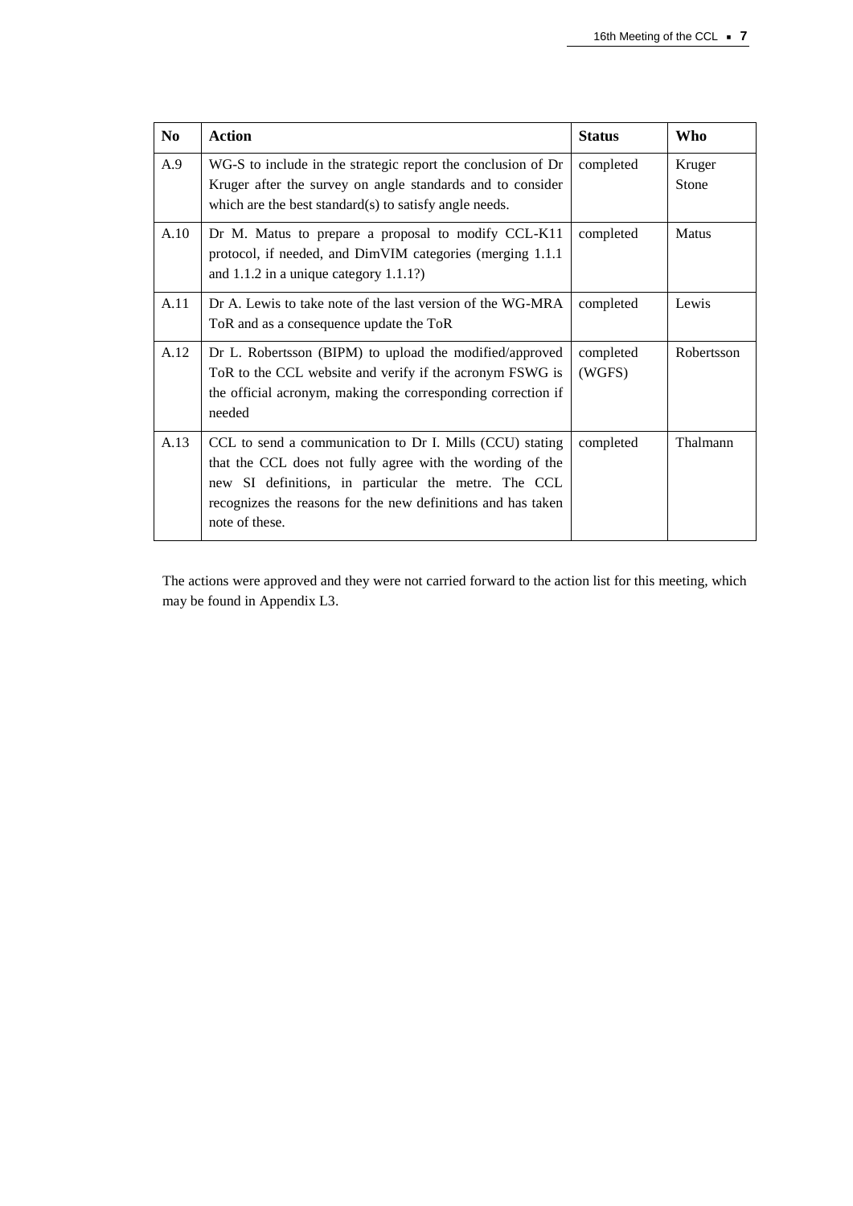| No | Action | Status | Who |
|---|---|---|---|
| A.9 | WG-S to include in the strategic report the conclusion of Dr Kruger after the survey on angle standards and to consider which are the best standard(s) to satisfy angle needs. | completed | Kruger Stone |
| A.10 | Dr M. Matus to prepare a proposal to modify CCL-K11 protocol, if needed, and DimVIM categories (merging 1.1.1 and 1.1.2 in a unique category 1.1.1?) | completed | Matus |
| A.11 | Dr A. Lewis to take note of the last version of the WG-MRA ToR and as a consequence update the ToR | completed | Lewis |
| A.12 | Dr L. Robertsson (BIPM) to upload the modified/approved ToR to the CCL website and verify if the acronym FSWG is the official acronym, making the corresponding correction if needed | completed (WGFS) | Robertsson |
| A.13 | CCL to send a communication to Dr I. Mills (CCU) stating that the CCL does not fully agree with the wording of the new SI definitions, in particular the metre. The CCL recognizes the reasons for the new definitions and has taken note of these. | completed | Thalmann |

The actions were approved and they were not carried forward to the action list for this meeting, which may be found in Appendix L3.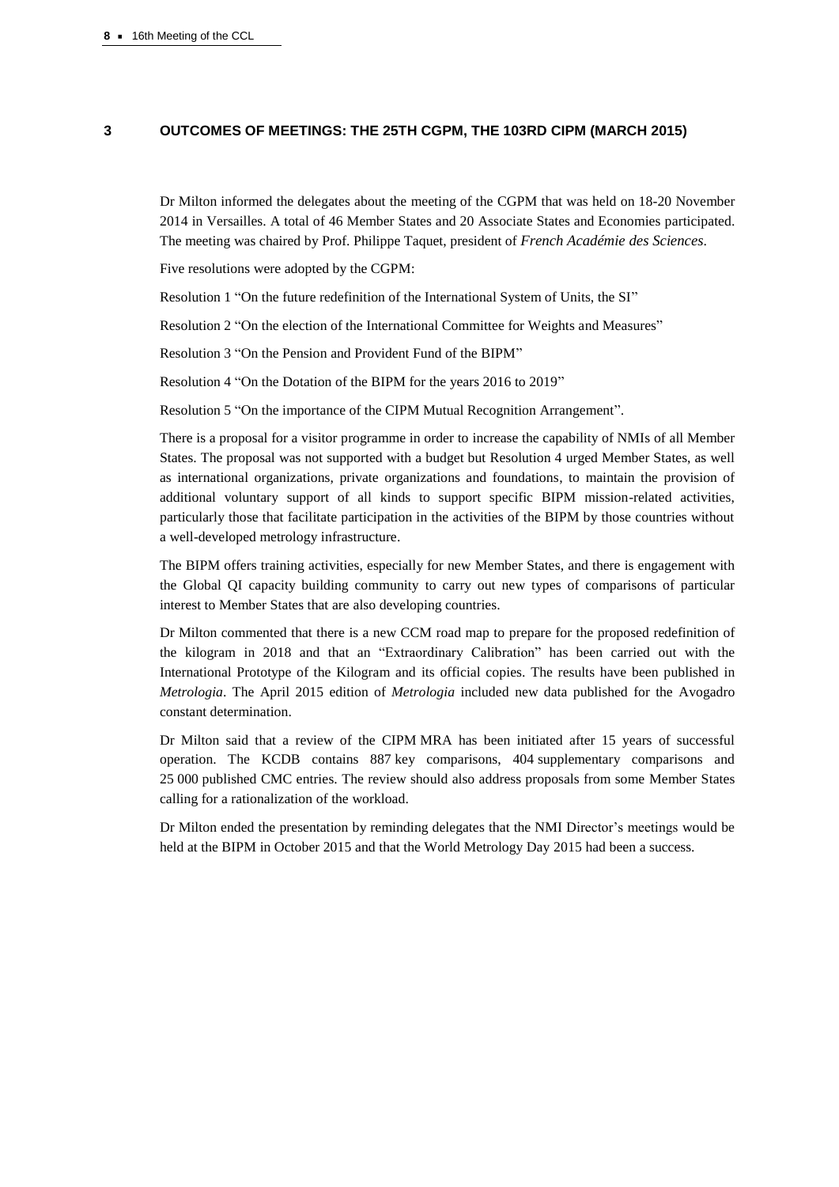## 3 OUTCOMES OF MEETINGS: THE 25TH CGPM, THE 103RD CIPM (MARCH 2015)

Dr Milton informed the delegates about the meeting of the CGPM that was held on 18-20 November 2014 in Versailles. A total of 46 Member States and 20 Associate States and Economies participated. The meeting was chaired by Prof. Philippe Taquet, president of *French Académie des Sciences*.

Five resolutions were adopted by the CGPM:

Resolution 1 "On the future redefinition of the International System of Units, the SI"

Resolution 2 "On the election of the International Committee for Weights and Measures"

Resolution 3 "On the Pension and Provident Fund of the BIPM"

Resolution 4 "On the Dotation of the BIPM for the years 2016 to 2019"

Resolution 5 "On the importance of the CIPM Mutual Recognition Arrangement".

There is a proposal for a visitor programme in order to increase the capability of NMIs of all Member States. The proposal was not supported with a budget but Resolution 4 urged Member States, as well as international organizations, private organizations and foundations, to maintain the provision of additional voluntary support of all kinds to support specific BIPM mission-related activities, particularly those that facilitate participation in the activities of the BIPM by those countries without a well-developed metrology infrastructure.

The BIPM offers training activities, especially for new Member States, and there is engagement with the Global QI capacity building community to carry out new types of comparisons of particular interest to Member States that are also developing countries.

Dr Milton commented that there is a new CCM road map to prepare for the proposed redefinition of the kilogram in 2018 and that an "Extraordinary Calibration" has been carried out with the International Prototype of the Kilogram and its official copies. The results have been published in *Metrologia*. The April 2015 edition of *Metrologia* included new data published for the Avogadro constant determination.

Dr Milton said that a review of the CIPM MRA has been initiated after 15 years of successful operation. The KCDB contains 887 key comparisons, 404 supplementary comparisons and 25 000 published CMC entries. The review should also address proposals from some Member States calling for a rationalization of the workload.

Dr Milton ended the presentation by reminding delegates that the NMI Director's meetings would be held at the BIPM in October 2015 and that the World Metrology Day 2015 had been a success.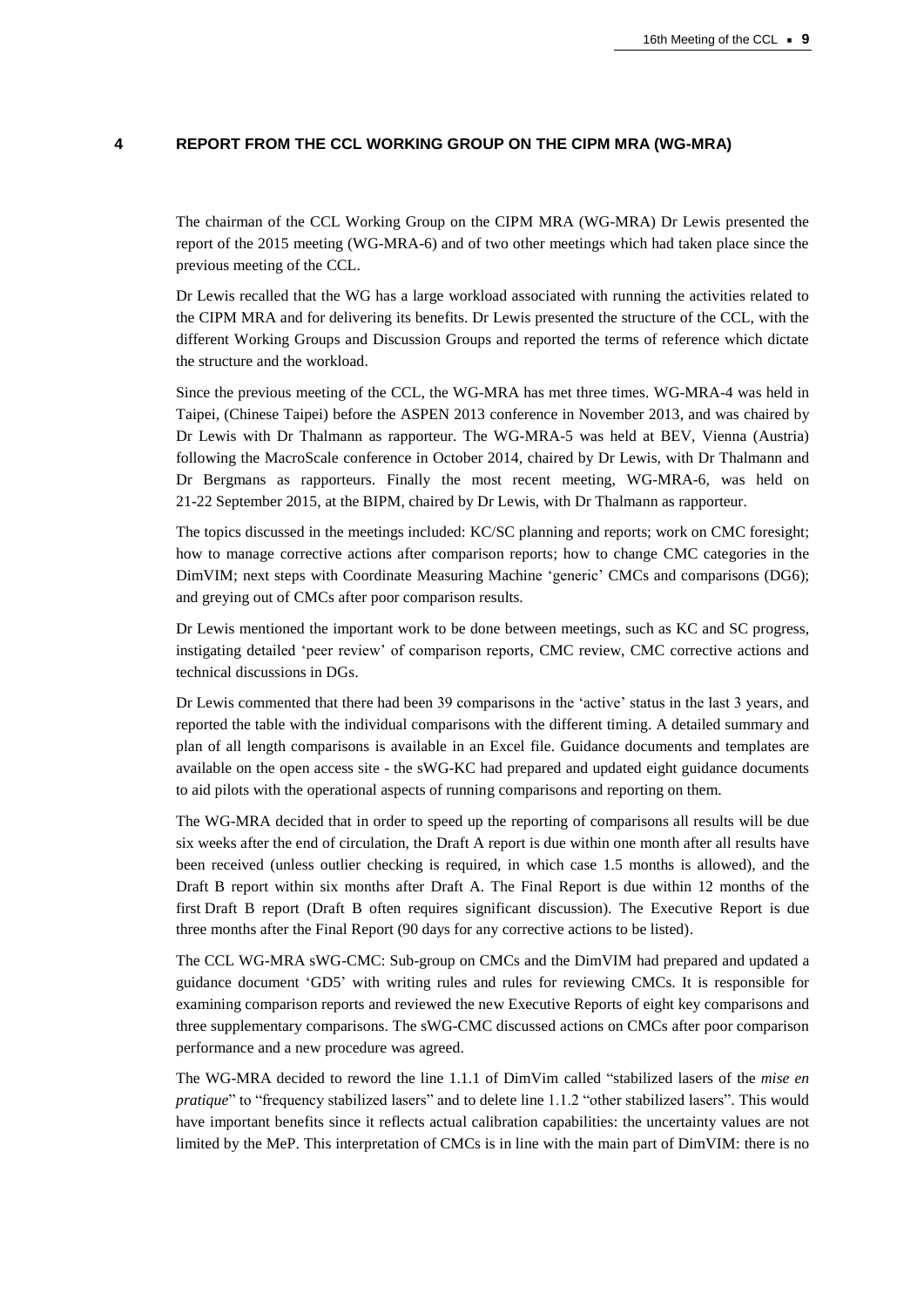## 4 REPORT FROM THE CCL WORKING GROUP ON THE CIPM MRA (WG-MRA)

The chairman of the CCL Working Group on the CIPM MRA (WG-MRA) Dr Lewis presented the report of the 2015 meeting (WG-MRA-6) and of two other meetings which had taken place since the previous meeting of the CCL.

Dr Lewis recalled that the WG has a large workload associated with running the activities related to the CIPM MRA and for delivering its benefits. Dr Lewis presented the structure of the CCL, with the different Working Groups and Discussion Groups and reported the terms of reference which dictate the structure and the workload.

Since the previous meeting of the CCL, the WG-MRA has met three times. WG-MRA-4 was held in Taipei, (Chinese Taipei) before the ASPEN 2013 conference in November 2013, and was chaired by Dr Lewis with Dr Thalmann as rapporteur. The WG-MRA-5 was held at BEV, Vienna (Austria) following the MacroScale conference in October 2014, chaired by Dr Lewis, with Dr Thalmann and Dr Bergmans as rapporteurs. Finally the most recent meeting, WG-MRA-6, was held on 21-22 September 2015, at the BIPM, chaired by Dr Lewis, with Dr Thalmann as rapporteur.

The topics discussed in the meetings included: KC/SC planning and reports; work on CMC foresight; how to manage corrective actions after comparison reports; how to change CMC categories in the DimVIM; next steps with Coordinate Measuring Machine 'generic' CMCs and comparisons (DG6); and greying out of CMCs after poor comparison results.

Dr Lewis mentioned the important work to be done between meetings, such as KC and SC progress, instigating detailed 'peer review' of comparison reports, CMC review, CMC corrective actions and technical discussions in DGs.

Dr Lewis commented that there had been 39 comparisons in the 'active' status in the last 3 years, and reported the table with the individual comparisons with the different timing. A detailed summary and plan of all length comparisons is available in an Excel file. Guidance documents and templates are available on the open access site - the sWG-KC had prepared and updated eight guidance documents to aid pilots with the operational aspects of running comparisons and reporting on them.

The WG-MRA decided that in order to speed up the reporting of comparisons all results will be due six weeks after the end of circulation, the Draft A report is due within one month after all results have been received (unless outlier checking is required, in which case 1.5 months is allowed), and the Draft B report within six months after Draft A. The Final Report is due within 12 months of the first Draft B report (Draft B often requires significant discussion). The Executive Report is due three months after the Final Report (90 days for any corrective actions to be listed).

The CCL WG-MRA sWG-CMC: Sub-group on CMCs and the DimVIM had prepared and updated a guidance document 'GD5' with writing rules and rules for reviewing CMCs. It is responsible for examining comparison reports and reviewed the new Executive Reports of eight key comparisons and three supplementary comparisons. The sWG-CMC discussed actions on CMCs after poor comparison performance and a new procedure was agreed.

The WG-MRA decided to reword the line 1.1.1 of DimVim called "stabilized lasers of the *mise en pratique*" to "frequency stabilized lasers" and to delete line 1.1.2 "other stabilized lasers". This would have important benefits since it reflects actual calibration capabilities: the uncertainty values are not limited by the MeP. This interpretation of CMCs is in line with the main part of DimVIM: there is no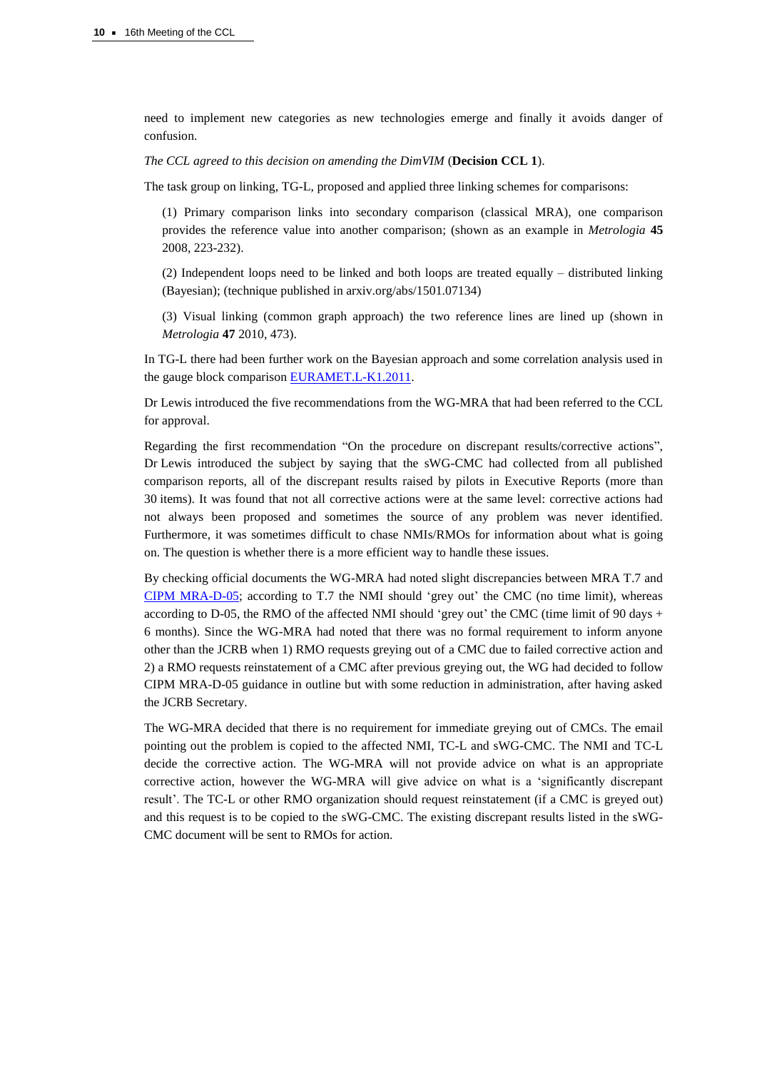need to implement new categories as new technologies emerge and finally it avoids danger of confusion.

*The CCL agreed to this decision on amending the DimVIM* (**Decision CCL 1**).

The task group on linking, TG-L, proposed and applied three linking schemes for comparisons:

(1) Primary comparison links into secondary comparison (classical MRA), one comparison provides the reference value into another comparison; (shown as an example in *Metrologia* **45** 2008, 223-232).

(2) Independent loops need to be linked and both loops are treated equally – distributed linking (Bayesian); (technique published in arxiv.org/abs/1501.07134)

(3) Visual linking (common graph approach) the two reference lines are lined up (shown in *Metrologia* **47** 2010, 473).

In TG-L there had been further work on the Bayesian approach and some correlation analysis used in the gauge block comparison EURAMET.L-K1.2011.

Dr Lewis introduced the five recommendations from the WG-MRA that had been referred to the CCL for approval.

Regarding the first recommendation "On the procedure on discrepant results/corrective actions", Dr Lewis introduced the subject by saying that the sWG-CMC had collected from all published comparison reports, all of the discrepant results raised by pilots in Executive Reports (more than 30 items). It was found that not all corrective actions were at the same level: corrective actions had not always been proposed and sometimes the source of any problem was never identified. Furthermore, it was sometimes difficult to chase NMIs/RMOs for information about what is going on. The question is whether there is a more efficient way to handle these issues.

By checking official documents the WG-MRA had noted slight discrepancies between MRA T.7 and CIPM MRA-D-05; according to T.7 the NMI should 'grey out' the CMC (no time limit), whereas according to D-05, the RMO of the affected NMI should 'grey out' the CMC (time limit of 90 days + 6 months). Since the WG-MRA had noted that there was no formal requirement to inform anyone other than the JCRB when 1) RMO requests greying out of a CMC due to failed corrective action and 2) a RMO requests reinstatement of a CMC after previous greying out, the WG had decided to follow CIPM MRA-D-05 guidance in outline but with some reduction in administration, after having asked the JCRB Secretary.

The WG-MRA decided that there is no requirement for immediate greying out of CMCs. The email pointing out the problem is copied to the affected NMI, TC-L and sWG-CMC. The NMI and TC-L decide the corrective action. The WG-MRA will not provide advice on what is an appropriate corrective action, however the WG-MRA will give advice on what is a 'significantly discrepant result'. The TC-L or other RMO organization should request reinstatement (if a CMC is greyed out) and this request is to be copied to the sWG-CMC. The existing discrepant results listed in the sWG-CMC document will be sent to RMOs for action.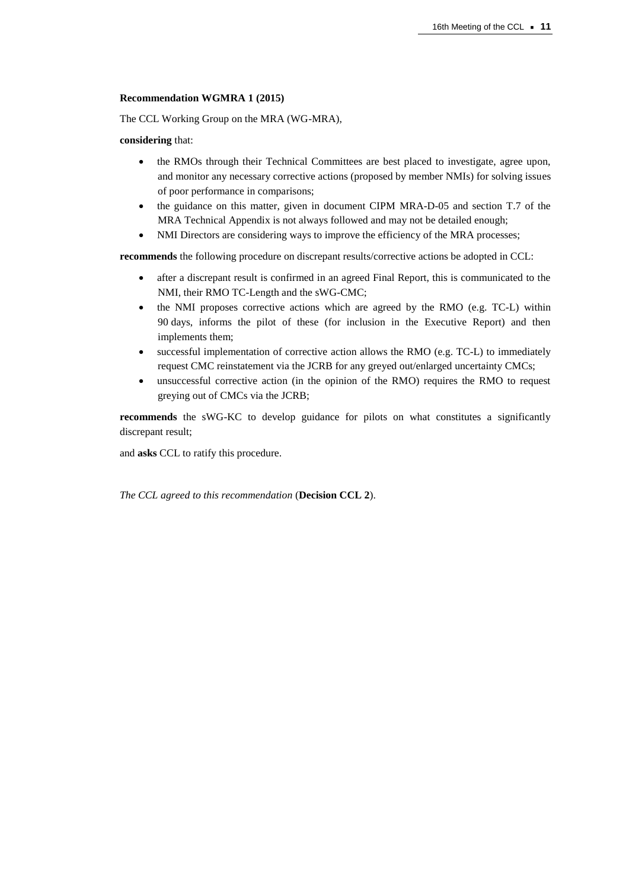**Recommendation WGMRA 1 (2015)**

The CCL Working Group on the MRA (WG-MRA),

**considering** that:

- the RMOs through their Technical Committees are best placed to investigate, agree upon, and monitor any necessary corrective actions (proposed by member NMIs) for solving issues of poor performance in comparisons;
- the guidance on this matter, given in document CIPM MRA-D-05 and section T.7 of the MRA Technical Appendix is not always followed and may not be detailed enough;
- NMI Directors are considering ways to improve the efficiency of the MRA processes;

**recommends** the following procedure on discrepant results/corrective actions be adopted in CCL:

- after a discrepant result is confirmed in an agreed Final Report, this is communicated to the NMI, their RMO TC-Length and the sWG-CMC;
- the NMI proposes corrective actions which are agreed by the RMO (e.g. TC-L) within 90 days, informs the pilot of these (for inclusion in the Executive Report) and then implements them;
- successful implementation of corrective action allows the RMO (e.g. TC-L) to immediately request CMC reinstatement via the JCRB for any greyed out/enlarged uncertainty CMCs;
- unsuccessful corrective action (in the opinion of the RMO) requires the RMO to request greying out of CMCs via the JCRB;

**recommends** the sWG-KC to develop guidance for pilots on what constitutes a significantly discrepant result;

and **asks** CCL to ratify this procedure.

*The CCL agreed to this recommendation* (**Decision CCL 2**).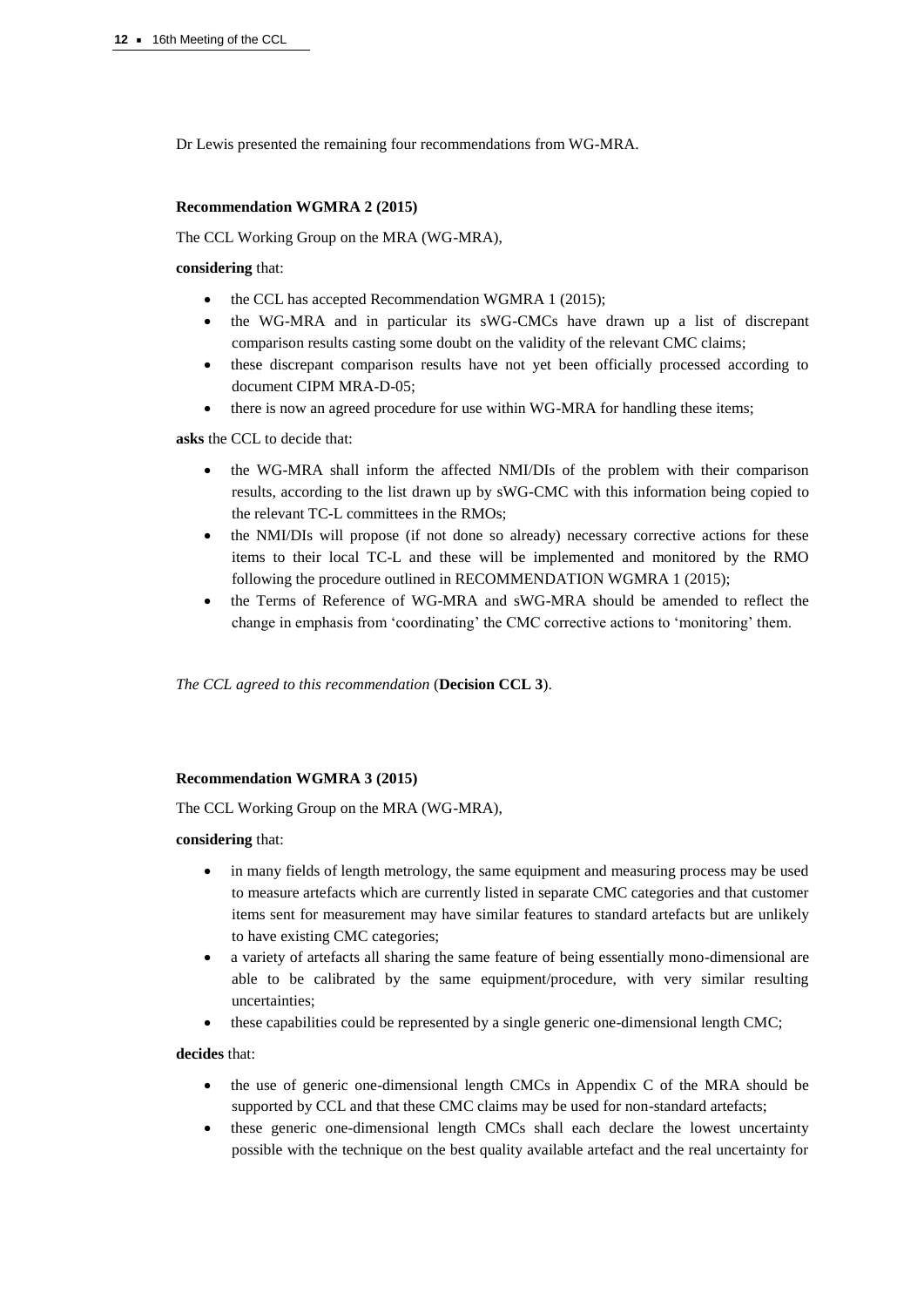Dr Lewis presented the remaining four recommendations from WG-MRA.

**Recommendation WGMRA 2 (2015)**

The CCL Working Group on the MRA (WG-MRA),

**considering** that:

- the CCL has accepted Recommendation WGMRA 1 (2015);
- the WG-MRA and in particular its sWG-CMCs have drawn up a list of discrepant comparison results casting some doubt on the validity of the relevant CMC claims;
- these discrepant comparison results have not yet been officially processed according to document CIPM MRA-D-05;
- there is now an agreed procedure for use within WG-MRA for handling these items;

**asks** the CCL to decide that:

- the WG-MRA shall inform the affected NMI/DIs of the problem with their comparison results, according to the list drawn up by sWG-CMC with this information being copied to the relevant TC-L committees in the RMOs;
- the NMI/DIs will propose (if not done so already) necessary corrective actions for these items to their local TC-L and these will be implemented and monitored by the RMO following the procedure outlined in RECOMMENDATION WGMRA 1 (2015);
- the Terms of Reference of WG-MRA and sWG-MRA should be amended to reflect the change in emphasis from 'coordinating' the CMC corrective actions to 'monitoring' them.

*The CCL agreed to this recommendation* (**Decision CCL 3**).

**Recommendation WGMRA 3 (2015)**

The CCL Working Group on the MRA (WG-MRA),

**considering** that:

- in many fields of length metrology, the same equipment and measuring process may be used to measure artefacts which are currently listed in separate CMC categories and that customer items sent for measurement may have similar features to standard artefacts but are unlikely to have existing CMC categories;
- a variety of artefacts all sharing the same feature of being essentially mono-dimensional are able to be calibrated by the same equipment/procedure, with very similar resulting uncertainties;
- these capabilities could be represented by a single generic one-dimensional length CMC;

**decides** that:

- the use of generic one-dimensional length CMCs in Appendix C of the MRA should be supported by CCL and that these CMC claims may be used for non-standard artefacts;
- these generic one-dimensional length CMCs shall each declare the lowest uncertainty possible with the technique on the best quality available artefact and the real uncertainty for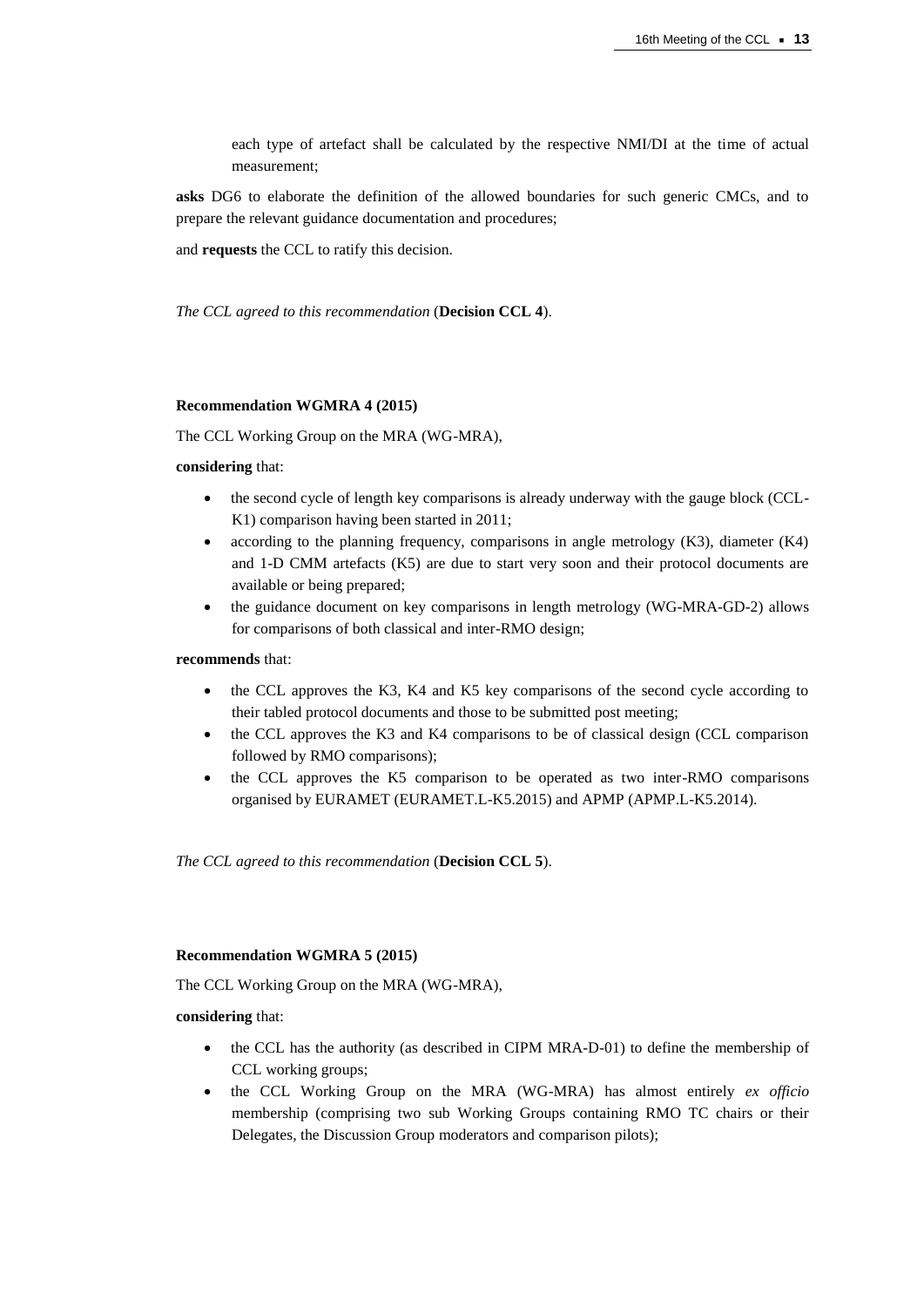each type of artefact shall be calculated by the respective NMI/DI at the time of actual measurement;

**asks** DG6 to elaborate the definition of the allowed boundaries for such generic CMCs, and to prepare the relevant guidance documentation and procedures;

and **requests** the CCL to ratify this decision.

*The CCL agreed to this recommendation* (**Decision CCL 4**).

**Recommendation WGMRA 4 (2015)**

The CCL Working Group on the MRA (WG-MRA),

**considering** that:

- the second cycle of length key comparisons is already underway with the gauge block (CCL-K1) comparison having been started in 2011;
- according to the planning frequency, comparisons in angle metrology (K3), diameter (K4) and 1-D CMM artefacts (K5) are due to start very soon and their protocol documents are available or being prepared;
- the guidance document on key comparisons in length metrology (WG-MRA-GD-2) allows for comparisons of both classical and inter-RMO design;

**recommends** that:

- the CCL approves the K3, K4 and K5 key comparisons of the second cycle according to their tabled protocol documents and those to be submitted post meeting;
- the CCL approves the K3 and K4 comparisons to be of classical design (CCL comparison followed by RMO comparisons);
- the CCL approves the K5 comparison to be operated as two inter-RMO comparisons organised by EURAMET (EURAMET.L-K5.2015) and APMP (APMP.L-K5.2014).

*The CCL agreed to this recommendation* (**Decision CCL 5**).

**Recommendation WGMRA 5 (2015)**

The CCL Working Group on the MRA (WG-MRA),

**considering** that:

- the CCL has the authority (as described in CIPM MRA-D-01) to define the membership of CCL working groups;
- the CCL Working Group on the MRA (WG-MRA) has almost entirely *ex officio* membership (comprising two sub Working Groups containing RMO TC chairs or their Delegates, the Discussion Group moderators and comparison pilots);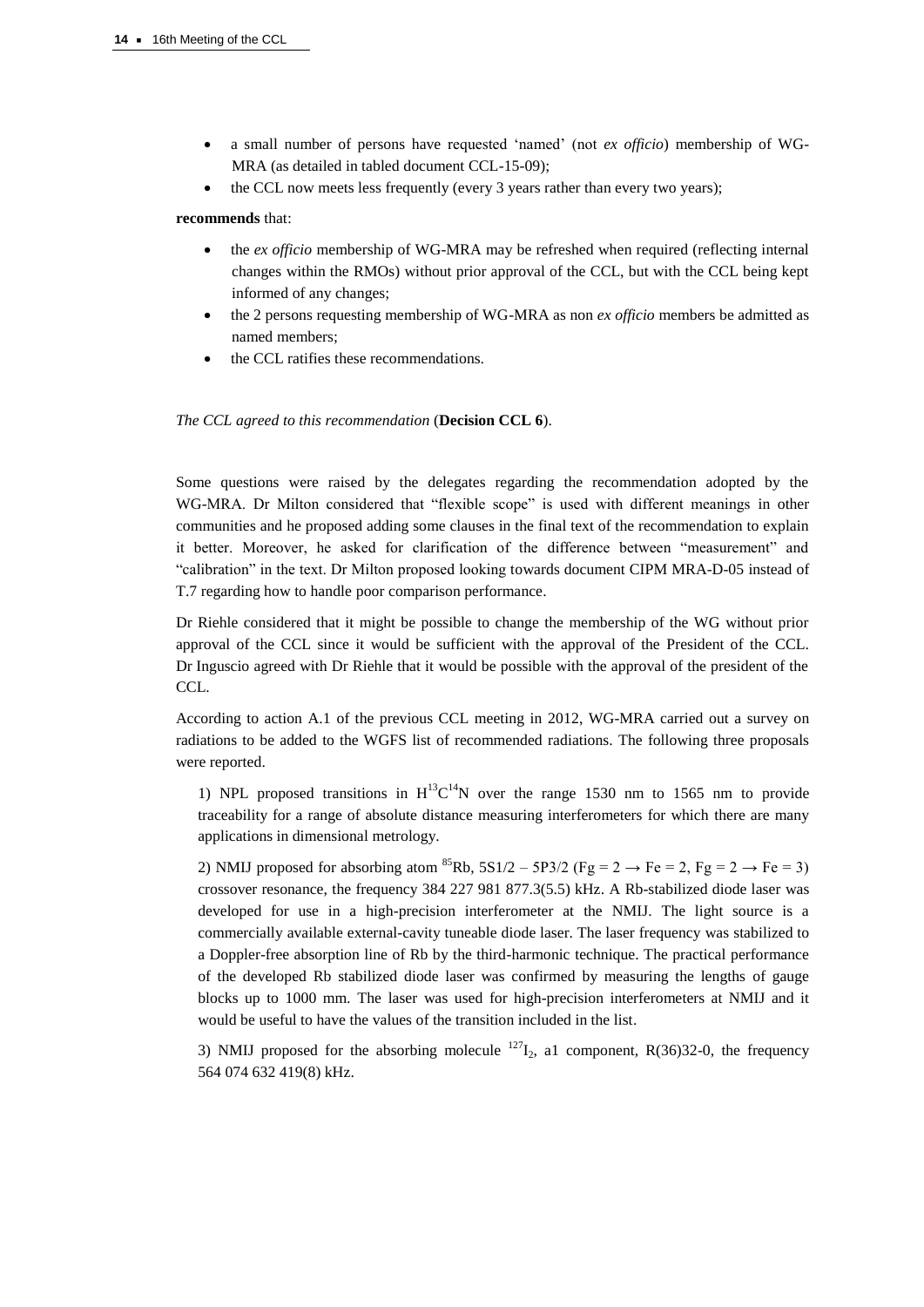- a small number of persons have requested 'named' (not *ex officio*) membership of WG-MRA (as detailed in tabled document CCL-15-09);
- the CCL now meets less frequently (every 3 years rather than every two years);

**recommends** that:

- the *ex officio* membership of WG-MRA may be refreshed when required (reflecting internal changes within the RMOs) without prior approval of the CCL, but with the CCL being kept informed of any changes;
- the 2 persons requesting membership of WG-MRA as non *ex officio* members be admitted as named members;
- the CCL ratifies these recommendations.

*The CCL agreed to this recommendation* (**Decision CCL 6**).

Some questions were raised by the delegates regarding the recommendation adopted by the WG-MRA. Dr Milton considered that "flexible scope" is used with different meanings in other communities and he proposed adding some clauses in the final text of the recommendation to explain it better. Moreover, he asked for clarification of the difference between "measurement" and "calibration" in the text. Dr Milton proposed looking towards document CIPM MRA-D-05 instead of T.7 regarding how to handle poor comparison performance.

Dr Riehle considered that it might be possible to change the membership of the WG without prior approval of the CCL since it would be sufficient with the approval of the President of the CCL. Dr Inguscio agreed with Dr Riehle that it would be possible with the approval of the president of the CCL.

According to action A.1 of the previous CCL meeting in 2012, WG-MRA carried out a survey on radiations to be added to the WGFS list of recommended radiations. The following three proposals were reported.

1) NPL proposed transitions in $H^{13}C^{14}N$ over the range 1530 nm to 1565 nm to provide traceability for a range of absolute distance measuring interferometers for which there are many applications in dimensional metrology.

2) NMIJ proposed for absorbing atom $^{85}Rb$, 5S1/2 – 5P3/2 ($F_g = 2 \rightarrow F_e = 2$, $F_g = 2 \rightarrow F_e = 3$) crossover resonance, the frequency 384 227 981 877.3(5.5) kHz. A Rb-stabilized diode laser was developed for use in a high-precision interferometer at the NMIJ. The light source is a commercially available external-cavity tuneable diode laser. The laser frequency was stabilized to a Doppler-free absorption line of Rb by the third-harmonic technique. The practical performance of the developed Rb stabilized diode laser was confirmed by measuring the lengths of gauge blocks up to 1000 mm. The laser was used for high-precision interferometers at NMIJ and it would be useful to have the values of the transition included in the list.

3) NMIJ proposed for the absorbing molecule $^{127}I_2$, a1 component, R(36)32-0, the frequency 564 074 632 419(8) kHz.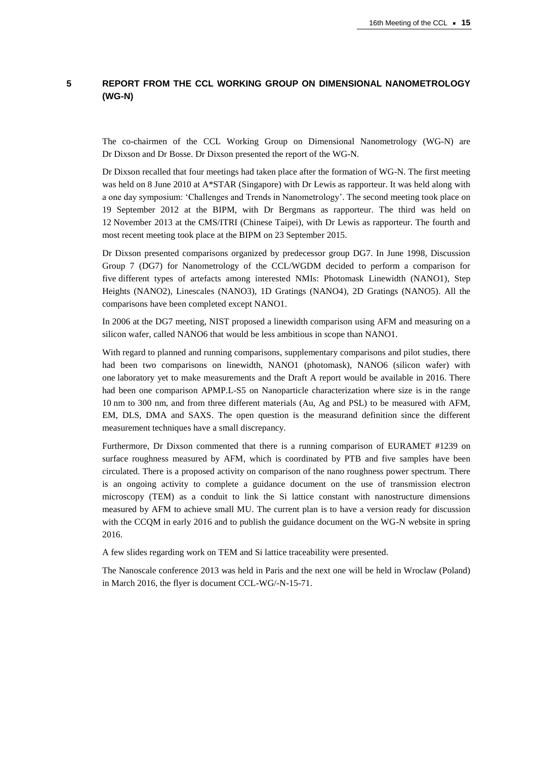# 5 REPORT FROM THE CCL WORKING GROUP ON DIMENSIONAL NANOMETROLOGY (WG-N)

The co-chairmen of the CCL Working Group on Dimensional Nanometrology (WG-N) are Dr Dixson and Dr Bosse. Dr Dixson presented the report of the WG-N.

Dr Dixson recalled that four meetings had taken place after the formation of WG-N. The first meeting was held on 8 June 2010 at A*STAR (Singapore) with Dr Lewis as rapporteur. It was held along with a one day symposium: 'Challenges and Trends in Nanometrology'. The second meeting took place on 19 September 2012 at the BIPM, with Dr Bergmans as rapporteur. The third was held on 12 November 2013 at the CMS/ITRI (Chinese Taipei), with Dr Lewis as rapporteur. The fourth and most recent meeting took place at the BIPM on 23 September 2015.

Dr Dixson presented comparisons organized by predecessor group DG7. In June 1998, Discussion Group 7 (DG7) for Nanometrology of the CCL/WGDM decided to perform a comparison for five different types of artefacts among interested NMIs: Photomask Linewidth (NANO1), Step Heights (NANO2), Linescales (NANO3), 1D Gratings (NANO4), 2D Gratings (NANO5). All the comparisons have been completed except NANO1.

In 2006 at the DG7 meeting, NIST proposed a linewidth comparison using AFM and measuring on a silicon wafer, called NANO6 that would be less ambitious in scope than NANO1.

With regard to planned and running comparisons, supplementary comparisons and pilot studies, there had been two comparisons on linewidth, NANO1 (photomask), NANO6 (silicon wafer) with one laboratory yet to make measurements and the Draft A report would be available in 2016. There had been one comparison APMP.L-S5 on Nanoparticle characterization where size is in the range 10 nm to 300 nm, and from three different materials (Au, Ag and PSL) to be measured with AFM, EM, DLS, DMA and SAXS. The open question is the measurand definition since the different measurement techniques have a small discrepancy.

Furthermore, Dr Dixson commented that there is a running comparison of EURAMET #1239 on surface roughness measured by AFM, which is coordinated by PTB and five samples have been circulated. There is a proposed activity on comparison of the nano roughness power spectrum. There is an ongoing activity to complete a guidance document on the use of transmission electron microscopy (TEM) as a conduit to link the Si lattice constant with nanostructure dimensions measured by AFM to achieve small MU. The current plan is to have a version ready for discussion with the CCQM in early 2016 and to publish the guidance document on the WG-N website in spring 2016.

A few slides regarding work on TEM and Si lattice traceability were presented.

The Nanoscale conference 2013 was held in Paris and the next one will be held in Wroclaw (Poland) in March 2016, the flyer is document CCL-WG/-N-15-71.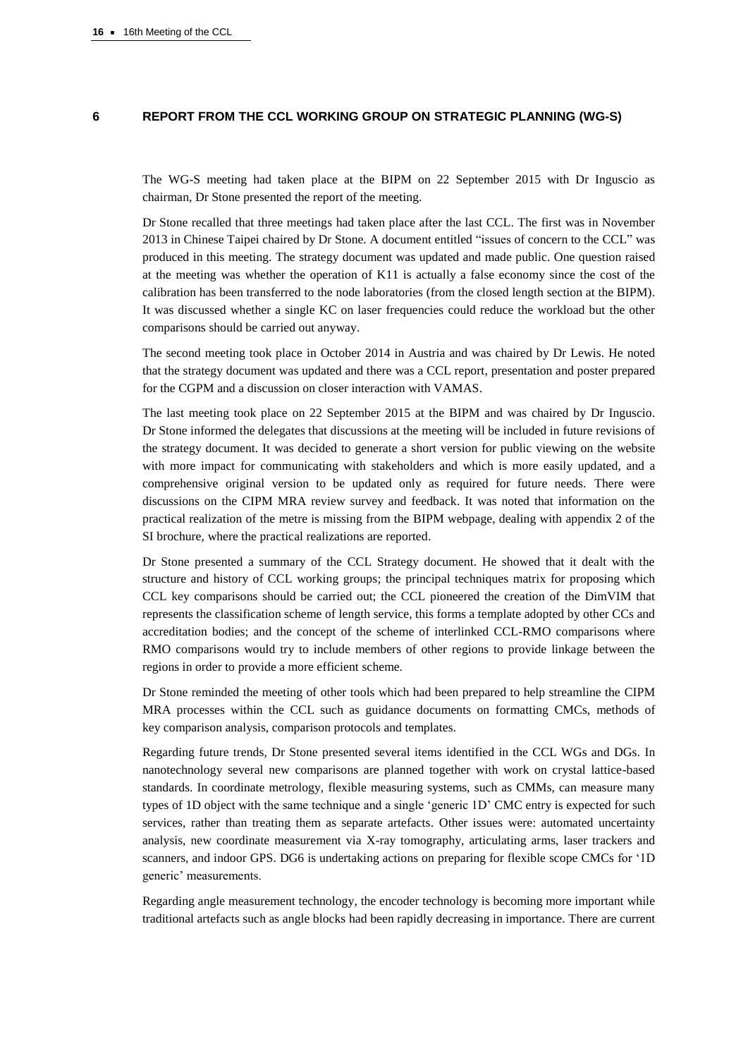## 6 REPORT FROM THE CCL WORKING GROUP ON STRATEGIC PLANNING (WG-S)

The WG-S meeting had taken place at the BIPM on 22 September 2015 with Dr Inguscio as chairman, Dr Stone presented the report of the meeting.

Dr Stone recalled that three meetings had taken place after the last CCL. The first was in November 2013 in Chinese Taipei chaired by Dr Stone. A document entitled "issues of concern to the CCL" was produced in this meeting. The strategy document was updated and made public. One question raised at the meeting was whether the operation of K11 is actually a false economy since the cost of the calibration has been transferred to the node laboratories (from the closed length section at the BIPM). It was discussed whether a single KC on laser frequencies could reduce the workload but the other comparisons should be carried out anyway.

The second meeting took place in October 2014 in Austria and was chaired by Dr Lewis. He noted that the strategy document was updated and there was a CCL report, presentation and poster prepared for the CGPM and a discussion on closer interaction with VAMAS.

The last meeting took place on 22 September 2015 at the BIPM and was chaired by Dr Inguscio. Dr Stone informed the delegates that discussions at the meeting will be included in future revisions of the strategy document. It was decided to generate a short version for public viewing on the website with more impact for communicating with stakeholders and which is more easily updated, and a comprehensive original version to be updated only as required for future needs. There were discussions on the CIPM MRA review survey and feedback. It was noted that information on the practical realization of the metre is missing from the BIPM webpage, dealing with appendix 2 of the SI brochure, where the practical realizations are reported.

Dr Stone presented a summary of the CCL Strategy document. He showed that it dealt with the structure and history of CCL working groups; the principal techniques matrix for proposing which CCL key comparisons should be carried out; the CCL pioneered the creation of the DimVIM that represents the classification scheme of length service, this forms a template adopted by other CCs and accreditation bodies; and the concept of the scheme of interlinked CCL-RMO comparisons where RMO comparisons would try to include members of other regions to provide linkage between the regions in order to provide a more efficient scheme.

Dr Stone reminded the meeting of other tools which had been prepared to help streamline the CIPM MRA processes within the CCL such as guidance documents on formatting CMCs, methods of key comparison analysis, comparison protocols and templates.

Regarding future trends, Dr Stone presented several items identified in the CCL WGs and DGs. In nanotechnology several new comparisons are planned together with work on crystal lattice-based standards. In coordinate metrology, flexible measuring systems, such as CMMs, can measure many types of 1D object with the same technique and a single 'generic 1D' CMC entry is expected for such services, rather than treating them as separate artefacts. Other issues were: automated uncertainty analysis, new coordinate measurement via X-ray tomography, articulating arms, laser trackers and scanners, and indoor GPS. DG6 is undertaking actions on preparing for flexible scope CMCs for '1D generic' measurements.

Regarding angle measurement technology, the encoder technology is becoming more important while traditional artefacts such as angle blocks had been rapidly decreasing in importance. There are current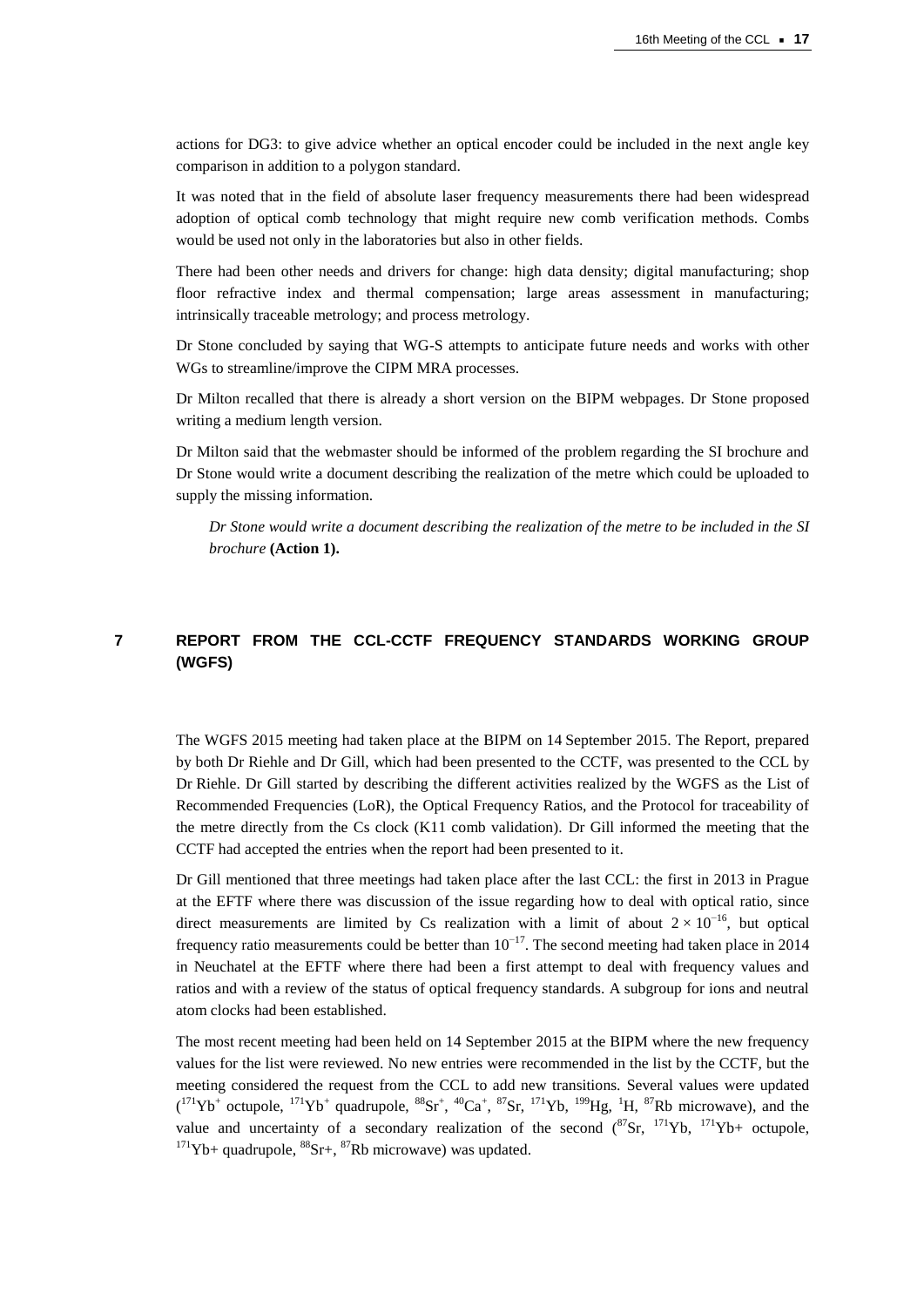actions for DG3: to give advice whether an optical encoder could be included in the next angle key comparison in addition to a polygon standard.

It was noted that in the field of absolute laser frequency measurements there had been widespread adoption of optical comb technology that might require new comb verification methods. Combs would be used not only in the laboratories but also in other fields.

There had been other needs and drivers for change: high data density; digital manufacturing; shop floor refractive index and thermal compensation; large areas assessment in manufacturing; intrinsically traceable metrology; and process metrology.

Dr Stone concluded by saying that WG-S attempts to anticipate future needs and works with other WGs to streamline/improve the CIPM MRA processes.

Dr Milton recalled that there is already a short version on the BIPM webpages. Dr Stone proposed writing a medium length version.

Dr Milton said that the webmaster should be informed of the problem regarding the SI brochure and Dr Stone would write a document describing the realization of the metre which could be uploaded to supply the missing information.

*Dr Stone would write a document describing the realization of the metre to be included in the SI brochure* **(Action 1).**

# 7 REPORT FROM THE CCL-CCTF FREQUENCY STANDARDS WORKING GROUP (WGFS)

The WGFS 2015 meeting had taken place at the BIPM on 14 September 2015. The Report, prepared by both Dr Riehle and Dr Gill, which had been presented to the CCTF, was presented to the CCL by Dr Riehle. Dr Gill started by describing the different activities realized by the WGFS as the List of Recommended Frequencies (LoR), the Optical Frequency Ratios, and the Protocol for traceability of the metre directly from the Cs clock (K11 comb validation). Dr Gill informed the meeting that the CCTF had accepted the entries when the report had been presented to it.

Dr Gill mentioned that three meetings had taken place after the last CCL: the first in 2013 in Prague at the EFTF where there was discussion of the issue regarding how to deal with optical ratio, since direct measurements are limited by Cs realization with a limit of about $2 \times 10^{-16}$, but optical frequency ratio measurements could be better than $10^{-17}$. The second meeting had taken place in 2014 in Neuchatel at the EFTF where there had been a first attempt to deal with frequency values and ratios and with a review of the status of optical frequency standards. A subgroup for ions and neutral atom clocks had been established.

The most recent meeting had been held on 14 September 2015 at the BIPM where the new frequency values for the list were reviewed. No new entries were recommended in the list by the CCTF, but the meeting considered the request from the CCL to add new transitions. Several values were updated ($^{171}Yb^{+}$ octupole, $^{171}Yb^{+}$ quadrupole, $^{88}Sr^{+}$, $^{40}Ca^{+}$, $^{87}Sr$, $^{171}Yb$, $^{199}Hg$, $^{1}H$, $^{87}Rb$ microwave), and the value and uncertainty of a secondary realization of the second ($^{87}Sr$, $^{171}Yb$, $^{171}Yb+$ octupole, $^{171}Yb+$ quadrupole, $^{88}Sr+$, $^{87}Rb$ microwave) was updated.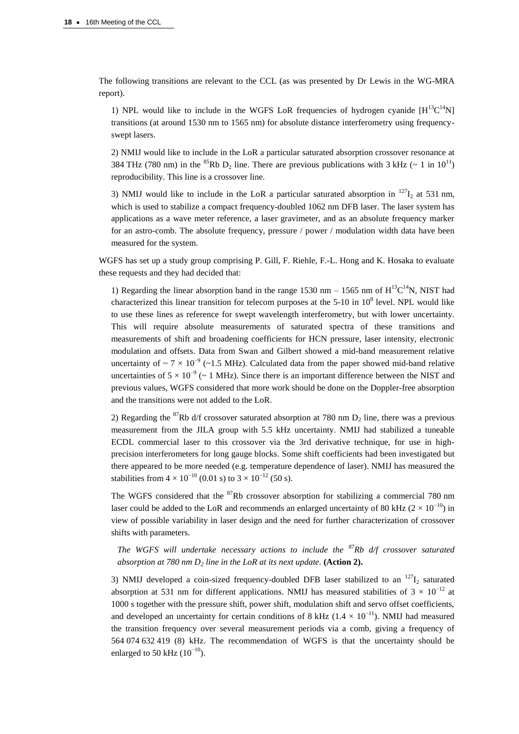The following transitions are relevant to the CCL (as was presented by Dr Lewis in the WG-MRA report).

1) NPL would like to include in the WGFS LoR frequencies of hydrogen cyanide [$H^{13}C^{14}N$] transitions (at around 1530 nm to 1565 nm) for absolute distance interferometry using frequency-swept lasers.

2) NMIJ would like to include in the LoR a particular saturated absorption crossover resonance at 384 THz (780 nm) in the $^{85}$Rb $D_2$ line. There are previous publications with 3 kHz (~ 1 in $10^{11}$) reproducibility. This line is a crossover line.

3) NMIJ would like to include in the LoR a particular saturated absorption in $^{127}I_2$ at 531 nm, which is used to stabilize a compact frequency-doubled 1062 nm DFB laser. The laser system has applications as a wave meter reference, a laser gravimeter, and as an absolute frequency marker for an astro-comb. The absolute frequency, pressure / power / modulation width data have been measured for the system.

WGFS has set up a study group comprising P. Gill, F. Riehle, F.-L. Hong and K. Hosaka to evaluate these requests and they had decided that:

1) Regarding the linear absorption band in the range 1530 nm – 1565 nm of $H^{13}C^{14}N$, NIST had characterized this linear transition for telecom purposes at the 5-10 in $10^8$ level. NPL would like to use these lines as reference for swept wavelength interferometry, but with lower uncertainty. This will require absolute measurements of saturated spectra of these transitions and measurements of shift and broadening coefficients for HCN pressure, laser intensity, electronic modulation and offsets. Data from Swan and Gilbert showed a mid-band measurement relative uncertainty of ~ $7 \times 10^{-9}$ (~1.5 MHz). Calculated data from the paper showed mid-band relative uncertainties of $5 \times 10^{-9}$ (~ 1 MHz). Since there is an important difference between the NIST and previous values, WGFS considered that more work should be done on the Doppler-free absorption and the transitions were not added to the LoR.

2) Regarding the $^{87}$Rb d/f crossover saturated absorption at 780 nm $D_2$ line, there was a previous measurement from the JILA group with 5.5 kHz uncertainty. NMIJ had stabilized a tuneable ECDL commercial laser to this crossover via the 3rd derivative technique, for use in high-precision interferometers for long gauge blocks. Some shift coefficients had been investigated but there appeared to be more needed (e.g. temperature dependence of laser). NMIJ has measured the stabilities from $4 \times 10^{-10}$ (0.01 s) to $3 \times 10^{-12}$ (50 s).

The WGFS considered that the $^{87}$Rb crossover absorption for stabilizing a commercial 780 nm laser could be added to the LoR and recommends an enlarged uncertainty of 80 kHz ($2 \times 10^{-10}$) in view of possible variability in laser design and the need for further characterization of crossover shifts with parameters.

*The WGFS will undertake necessary actions to include the $^{87}$Rb d/f crossover saturated absorption at 780 nm $D_2$ line in the LoR at its next update.* **(Action 2).**

3) NMIJ developed a coin-sized frequency-doubled DFB laser stabilized to an $^{127}I_2$ saturated absorption at 531 nm for different applications. NMIJ has measured stabilities of $3 \times 10^{-12}$ at 1000 s together with the pressure shift, power shift, modulation shift and servo offset coefficients, and developed an uncertainty for certain conditions of 8 kHz ($1.4 \times 10^{-11}$). NMIJ had measured the transition frequency over several measurement periods via a comb, giving a frequency of 564 074 632 419 (8) kHz. The recommendation of WGFS is that the uncertainty should be enlarged to 50 kHz ($10^{-10}$).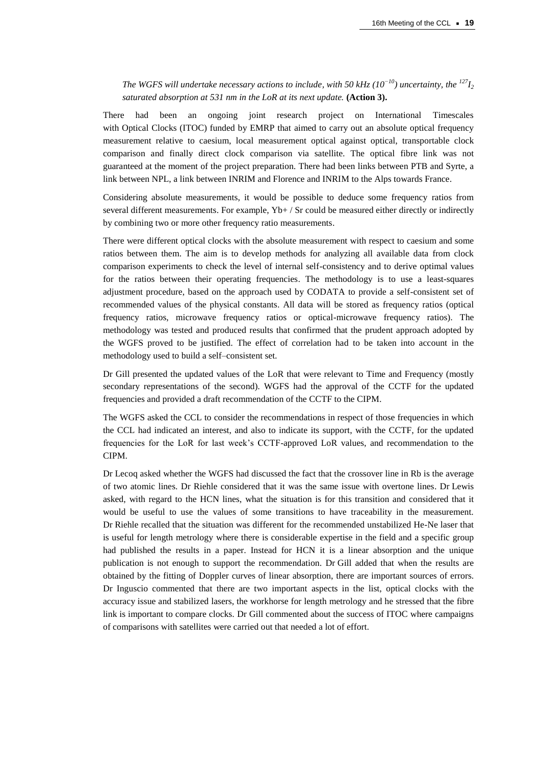*The WGFS will undertake necessary actions to include, with 50 kHz ($10^{-10}$) uncertainty, the $^{127}I_2$ saturated absorption at 531 nm in the LoR at its next update.* **(Action 3).**

There had been an ongoing joint research project on International Timescales with Optical Clocks (ITOC) funded by EMRP that aimed to carry out an absolute optical frequency measurement relative to caesium, local measurement optical against optical, transportable clock comparison and finally direct clock comparison via satellite. The optical fibre link was not guaranteed at the moment of the project preparation. There had been links between PTB and Syrte, a link between NPL, a link between INRIM and Florence and INRIM to the Alps towards France.

Considering absolute measurements, it would be possible to deduce some frequency ratios from several different measurements. For example, Yb+ / Sr could be measured either directly or indirectly by combining two or more other frequency ratio measurements.

There were different optical clocks with the absolute measurement with respect to caesium and some ratios between them. The aim is to develop methods for analyzing all available data from clock comparison experiments to check the level of internal self-consistency and to derive optimal values for the ratios between their operating frequencies. The methodology is to use a least-squares adjustment procedure, based on the approach used by CODATA to provide a self-consistent set of recommended values of the physical constants. All data will be stored as frequency ratios (optical frequency ratios, microwave frequency ratios or optical-microwave frequency ratios). The methodology was tested and produced results that confirmed that the prudent approach adopted by the WGFS proved to be justified. The effect of correlation had to be taken into account in the methodology used to build a self–consistent set.

Dr Gill presented the updated values of the LoR that were relevant to Time and Frequency (mostly secondary representations of the second). WGFS had the approval of the CCTF for the updated frequencies and provided a draft recommendation of the CCTF to the CIPM.

The WGFS asked the CCL to consider the recommendations in respect of those frequencies in which the CCL had indicated an interest, and also to indicate its support, with the CCTF, for the updated frequencies for the LoR for last week's CCTF-approved LoR values, and recommendation to the CIPM.

Dr Lecoq asked whether the WGFS had discussed the fact that the crossover line in Rb is the average of two atomic lines. Dr Riehle considered that it was the same issue with overtone lines. Dr Lewis asked, with regard to the HCN lines, what the situation is for this transition and considered that it would be useful to use the values of some transitions to have traceability in the measurement. Dr Riehle recalled that the situation was different for the recommended unstabilized He-Ne laser that is useful for length metrology where there is considerable expertise in the field and a specific group had published the results in a paper. Instead for HCN it is a linear absorption and the unique publication is not enough to support the recommendation. Dr Gill added that when the results are obtained by the fitting of Doppler curves of linear absorption, there are important sources of errors. Dr Inguscio commented that there are two important aspects in the list, optical clocks with the accuracy issue and stabilized lasers, the workhorse for length metrology and he stressed that the fibre link is important to compare clocks. Dr Gill commented about the success of ITOC where campaigns of comparisons with satellites were carried out that needed a lot of effort.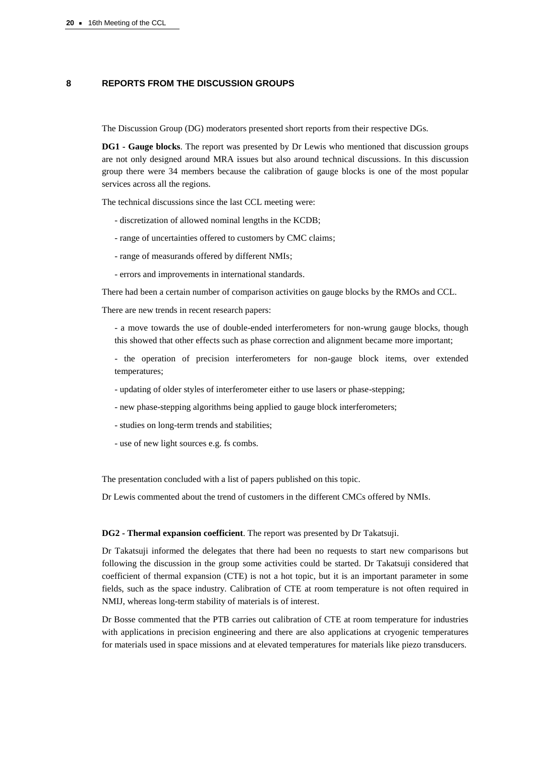## 8 REPORTS FROM THE DISCUSSION GROUPS

The Discussion Group (DG) moderators presented short reports from their respective DGs.

**DG1 - Gauge blocks**. The report was presented by Dr Lewis who mentioned that discussion groups are not only designed around MRA issues but also around technical discussions. In this discussion group there were 34 members because the calibration of gauge blocks is one of the most popular services across all the regions.

The technical discussions since the last CCL meeting were:

- discretization of allowed nominal lengths in the KCDB;
- range of uncertainties offered to customers by CMC claims;
- range of measurands offered by different NMIs;
- errors and improvements in international standards.

There had been a certain number of comparison activities on gauge blocks by the RMOs and CCL.

There are new trends in recent research papers:

- a move towards the use of double-ended interferometers for non-wrung gauge blocks, though this showed that other effects such as phase correction and alignment became more important;
- the operation of precision interferometers for non-gauge block items, over extended temperatures;
- updating of older styles of interferometer either to use lasers or phase-stepping;
- new phase-stepping algorithms being applied to gauge block interferometers;
- studies on long-term trends and stabilities;
- use of new light sources e.g. fs combs.

The presentation concluded with a list of papers published on this topic.

Dr Lewis commented about the trend of customers in the different CMCs offered by NMIs.

**DG2 - Thermal expansion coefficient**. The report was presented by Dr Takatsuji.

Dr Takatsuji informed the delegates that there had been no requests to start new comparisons but following the discussion in the group some activities could be started. Dr Takatsuji considered that coefficient of thermal expansion (CTE) is not a hot topic, but it is an important parameter in some fields, such as the space industry. Calibration of CTE at room temperature is not often required in NMIJ, whereas long-term stability of materials is of interest.

Dr Bosse commented that the PTB carries out calibration of CTE at room temperature for industries with applications in precision engineering and there are also applications at cryogenic temperatures for materials used in space missions and at elevated temperatures for materials like piezo transducers.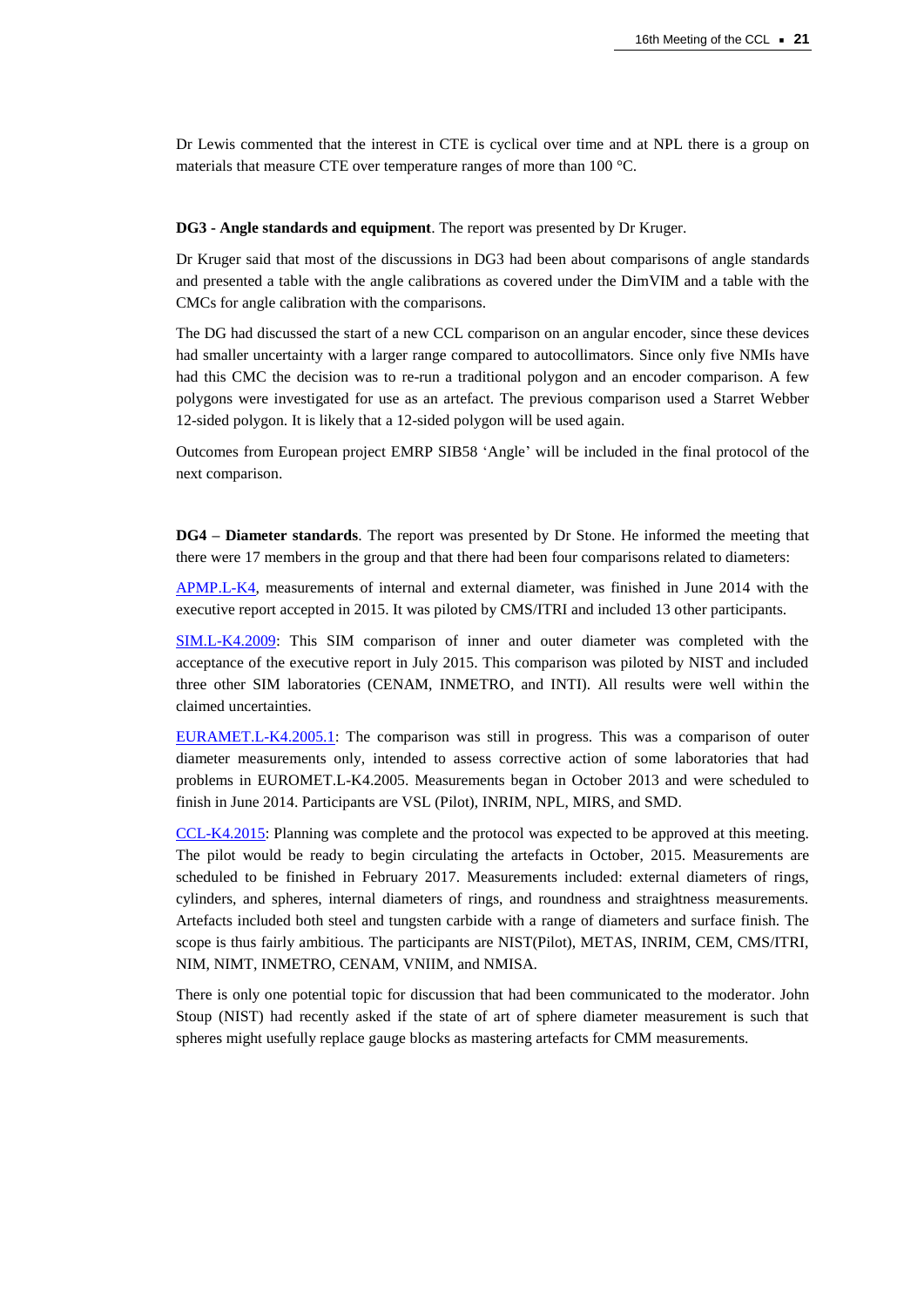Dr Lewis commented that the interest in CTE is cyclical over time and at NPL there is a group on materials that measure CTE over temperature ranges of more than 100 °C.

**DG3 - Angle standards and equipment**. The report was presented by Dr Kruger.

Dr Kruger said that most of the discussions in DG3 had been about comparisons of angle standards and presented a table with the angle calibrations as covered under the DimVIM and a table with the CMCs for angle calibration with the comparisons.

The DG had discussed the start of a new CCL comparison on an angular encoder, since these devices had smaller uncertainty with a larger range compared to autocollimators. Since only five NMIs have had this CMC the decision was to re-run a traditional polygon and an encoder comparison. A few polygons were investigated for use as an artefact. The previous comparison used a Starret Webber 12-sided polygon. It is likely that a 12-sided polygon will be used again.

Outcomes from European project EMRP SIB58 'Angle' will be included in the final protocol of the next comparison.

**DG4 – Diameter standards**. The report was presented by Dr Stone. He informed the meeting that there were 17 members in the group and that there had been four comparisons related to diameters:

APMP.L-K4, measurements of internal and external diameter, was finished in June 2014 with the executive report accepted in 2015. It was piloted by CMS/ITRI and included 13 other participants.

SIM.L-K4.2009: This SIM comparison of inner and outer diameter was completed with the acceptance of the executive report in July 2015. This comparison was piloted by NIST and included three other SIM laboratories (CENAM, INMETRO, and INTI). All results were well within the claimed uncertainties.

EURAMET.L-K4.2005.1: The comparison was still in progress. This was a comparison of outer diameter measurements only, intended to assess corrective action of some laboratories that had problems in EUROMET.L-K4.2005. Measurements began in October 2013 and were scheduled to finish in June 2014. Participants are VSL (Pilot), INRIM, NPL, MIRS, and SMD.

CCL-K4.2015: Planning was complete and the protocol was expected to be approved at this meeting. The pilot would be ready to begin circulating the artefacts in October, 2015. Measurements are scheduled to be finished in February 2017. Measurements included: external diameters of rings, cylinders, and spheres, internal diameters of rings, and roundness and straightness measurements. Artefacts included both steel and tungsten carbide with a range of diameters and surface finish. The scope is thus fairly ambitious. The participants are NIST(Pilot), METAS, INRIM, CEM, CMS/ITRI, NIM, NIMT, INMETRO, CENAM, VNIIM, and NMISA.

There is only one potential topic for discussion that had been communicated to the moderator. John Stoup (NIST) had recently asked if the state of art of sphere diameter measurement is such that spheres might usefully replace gauge blocks as mastering artefacts for CMM measurements.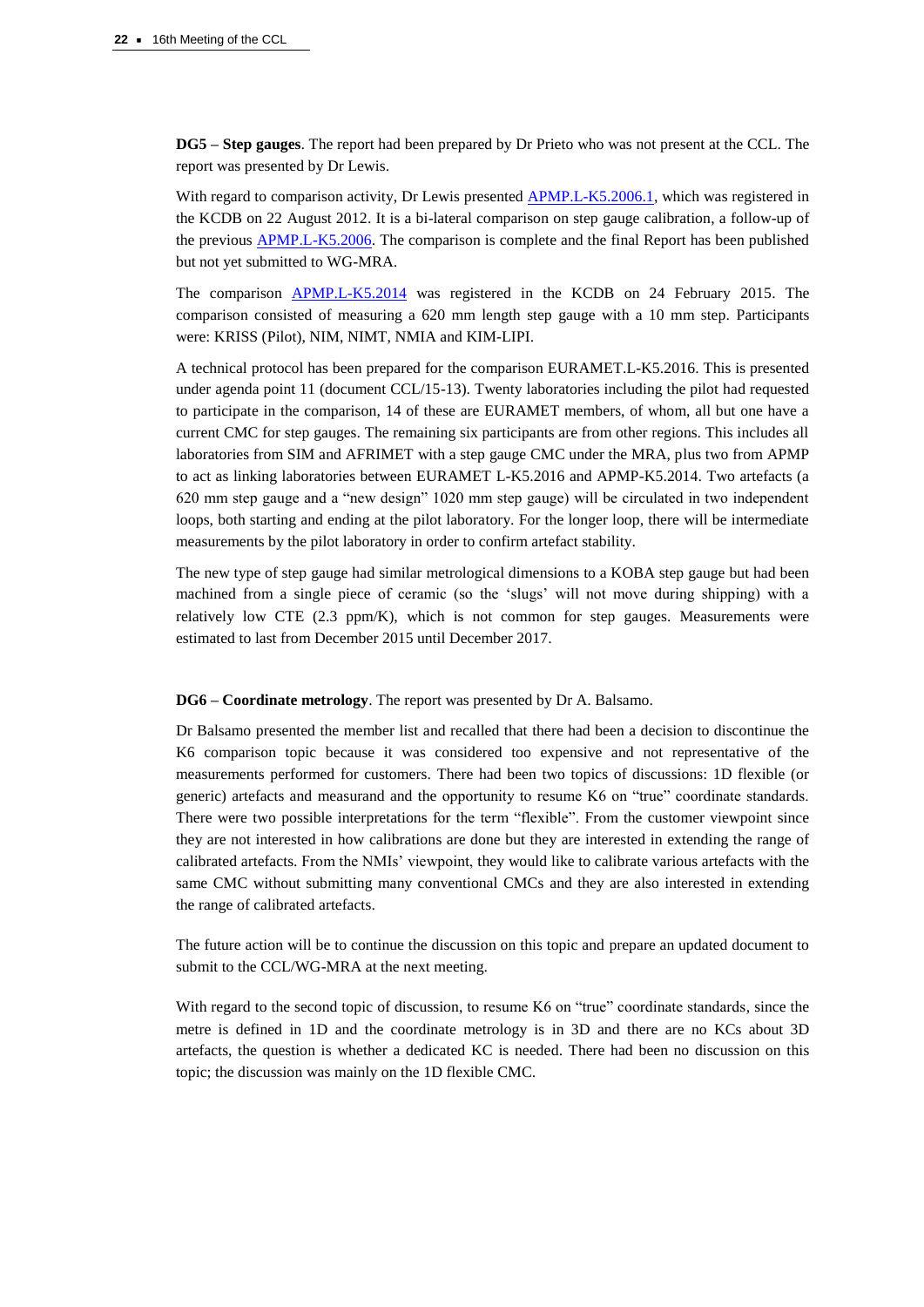**DG5 – Step gauges**. The report had been prepared by Dr Prieto who was not present at the CCL. The report was presented by Dr Lewis.

With regard to comparison activity, Dr Lewis presented APMP.L-K5.2006.1, which was registered in the KCDB on 22 August 2012. It is a bi-lateral comparison on step gauge calibration, a follow-up of the previous APMP.L-K5.2006. The comparison is complete and the final Report has been published but not yet submitted to WG-MRA.

The comparison APMP.L-K5.2014 was registered in the KCDB on 24 February 2015. The comparison consisted of measuring a 620 mm length step gauge with a 10 mm step. Participants were: KRISS (Pilot), NIM, NIMT, NMIA and KIM-LIPI.

A technical protocol has been prepared for the comparison EURAMET.L-K5.2016. This is presented under agenda point 11 (document CCL/15-13). Twenty laboratories including the pilot had requested to participate in the comparison, 14 of these are EURAMET members, of whom, all but one have a current CMC for step gauges. The remaining six participants are from other regions. This includes all laboratories from SIM and AFRIMET with a step gauge CMC under the MRA, plus two from APMP to act as linking laboratories between EURAMET L-K5.2016 and APMP-K5.2014. Two artefacts (a 620 mm step gauge and a "new design" 1020 mm step gauge) will be circulated in two independent loops, both starting and ending at the pilot laboratory. For the longer loop, there will be intermediate measurements by the pilot laboratory in order to confirm artefact stability.

The new type of step gauge had similar metrological dimensions to a KOBA step gauge but had been machined from a single piece of ceramic (so the 'slugs' will not move during shipping) with a relatively low CTE (2.3 ppm/K), which is not common for step gauges. Measurements were estimated to last from December 2015 until December 2017.

**DG6 – Coordinate metrology**. The report was presented by Dr A. Balsamo.

Dr Balsamo presented the member list and recalled that there had been a decision to discontinue the K6 comparison topic because it was considered too expensive and not representative of the measurements performed for customers. There had been two topics of discussions: 1D flexible (or generic) artefacts and measurand and the opportunity to resume K6 on "true" coordinate standards. There were two possible interpretations for the term "flexible". From the customer viewpoint since they are not interested in how calibrations are done but they are interested in extending the range of calibrated artefacts. From the NMIs' viewpoint, they would like to calibrate various artefacts with the same CMC without submitting many conventional CMCs and they are also interested in extending the range of calibrated artefacts.

The future action will be to continue the discussion on this topic and prepare an updated document to submit to the CCL/WG-MRA at the next meeting.

With regard to the second topic of discussion, to resume K6 on "true" coordinate standards, since the metre is defined in 1D and the coordinate metrology is in 3D and there are no KCs about 3D artefacts, the question is whether a dedicated KC is needed. There had been no discussion on this topic; the discussion was mainly on the 1D flexible CMC.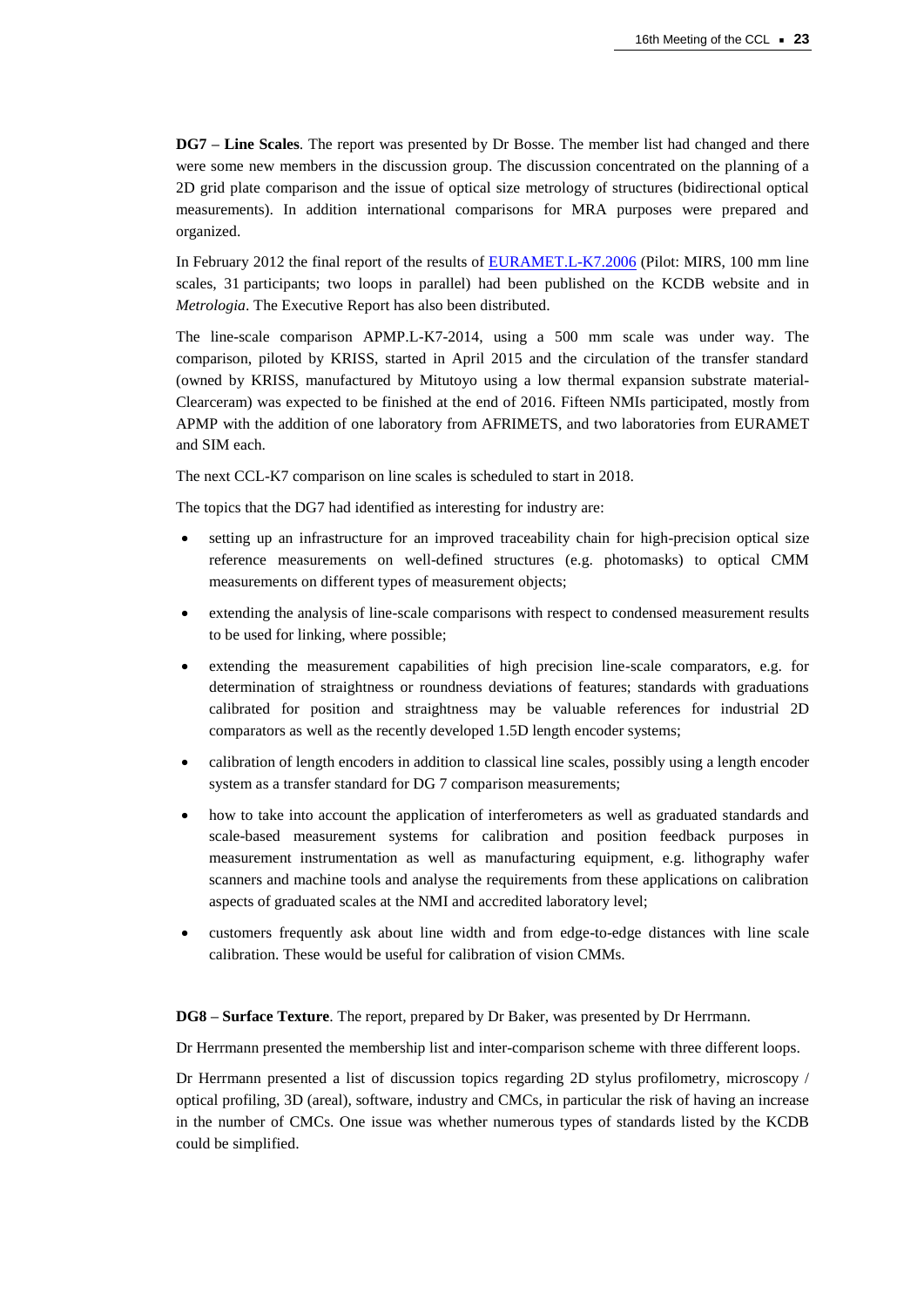**DG7 – Line Scales**. The report was presented by Dr Bosse. The member list had changed and there were some new members in the discussion group. The discussion concentrated on the planning of a 2D grid plate comparison and the issue of optical size metrology of structures (bidirectional optical measurements). In addition international comparisons for MRA purposes were prepared and organized.

In February 2012 the final report of the results of EURAMET.L-K7.2006 (Pilot: MIRS, 100 mm line scales, 31 participants; two loops in parallel) had been published on the KCDB website and in *Metrologia*. The Executive Report has also been distributed.

The line-scale comparison APMP.L-K7-2014, using a 500 mm scale was under way. The comparison, piloted by KRISS, started in April 2015 and the circulation of the transfer standard (owned by KRISS, manufactured by Mitutoyo using a low thermal expansion substrate material-Clearceram) was expected to be finished at the end of 2016. Fifteen NMIs participated, mostly from APMP with the addition of one laboratory from AFRIMETS, and two laboratories from EURAMET and SIM each.

The next CCL-K7 comparison on line scales is scheduled to start in 2018.

The topics that the DG7 had identified as interesting for industry are:

- setting up an infrastructure for an improved traceability chain for high-precision optical size reference measurements on well-defined structures (e.g. photomasks) to optical CMM measurements on different types of measurement objects;
- extending the analysis of line-scale comparisons with respect to condensed measurement results to be used for linking, where possible;
- extending the measurement capabilities of high precision line-scale comparators, e.g. for determination of straightness or roundness deviations of features; standards with graduations calibrated for position and straightness may be valuable references for industrial 2D comparators as well as the recently developed 1.5D length encoder systems;
- calibration of length encoders in addition to classical line scales, possibly using a length encoder system as a transfer standard for DG 7 comparison measurements;
- how to take into account the application of interferometers as well as graduated standards and scale-based measurement systems for calibration and position feedback purposes in measurement instrumentation as well as manufacturing equipment, e.g. lithography wafer scanners and machine tools and analyse the requirements from these applications on calibration aspects of graduated scales at the NMI and accredited laboratory level;
- customers frequently ask about line width and from edge-to-edge distances with line scale calibration. These would be useful for calibration of vision CMMs.

**DG8 – Surface Texture**. The report, prepared by Dr Baker, was presented by Dr Herrmann.

Dr Herrmann presented the membership list and inter-comparison scheme with three different loops.

Dr Herrmann presented a list of discussion topics regarding 2D stylus profilometry, microscopy / optical profiling, 3D (areal), software, industry and CMCs, in particular the risk of having an increase in the number of CMCs. One issue was whether numerous types of standards listed by the KCDB could be simplified.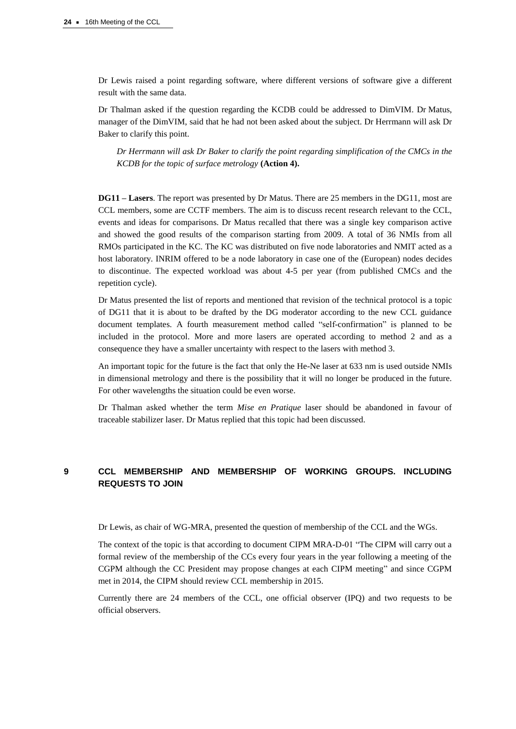Dr Lewis raised a point regarding software, where different versions of software give a different result with the same data.

Dr Thalman asked if the question regarding the KCDB could be addressed to DimVIM. Dr Matus, manager of the DimVIM, said that he had not been asked about the subject. Dr Herrmann will ask Dr Baker to clarify this point.

> *Dr Herrmann will ask Dr Baker to clarify the point regarding simplification of the CMCs in the KCDB for the topic of surface metrology* **(Action 4).**

**DG11 – Lasers**. The report was presented by Dr Matus. There are 25 members in the DG11, most are CCL members, some are CCTF members. The aim is to discuss recent research relevant to the CCL, events and ideas for comparisons. Dr Matus recalled that there was a single key comparison active and showed the good results of the comparison starting from 2009. A total of 36 NMIs from all RMOs participated in the KC. The KC was distributed on five node laboratories and NMIT acted as a host laboratory. INRIM offered to be a node laboratory in case one of the (European) nodes decides to discontinue. The expected workload was about 4-5 per year (from published CMCs and the repetition cycle).

Dr Matus presented the list of reports and mentioned that revision of the technical protocol is a topic of DG11 that it is about to be drafted by the DG moderator according to the new CCL guidance document templates. A fourth measurement method called "self-confirmation" is planned to be included in the protocol. More and more lasers are operated according to method 2 and as a consequence they have a smaller uncertainty with respect to the lasers with method 3.

An important topic for the future is the fact that only the He-Ne laser at 633 nm is used outside NMIs in dimensional metrology and there is the possibility that it will no longer be produced in the future. For other wavelengths the situation could be even worse.

Dr Thalman asked whether the term *Mise en Pratique* laser should be abandoned in favour of traceable stabilizer laser. Dr Matus replied that this topic had been discussed.

## 9 CCL MEMBERSHIP AND MEMBERSHIP OF WORKING GROUPS. INCLUDING REQUESTS TO JOIN

Dr Lewis, as chair of WG-MRA, presented the question of membership of the CCL and the WGs.

The context of the topic is that according to document CIPM MRA-D-01 "The CIPM will carry out a formal review of the membership of the CCs every four years in the year following a meeting of the CGPM although the CC President may propose changes at each CIPM meeting" and since CGPM met in 2014, the CIPM should review CCL membership in 2015.

Currently there are 24 members of the CCL, one official observer (IPQ) and two requests to be official observers.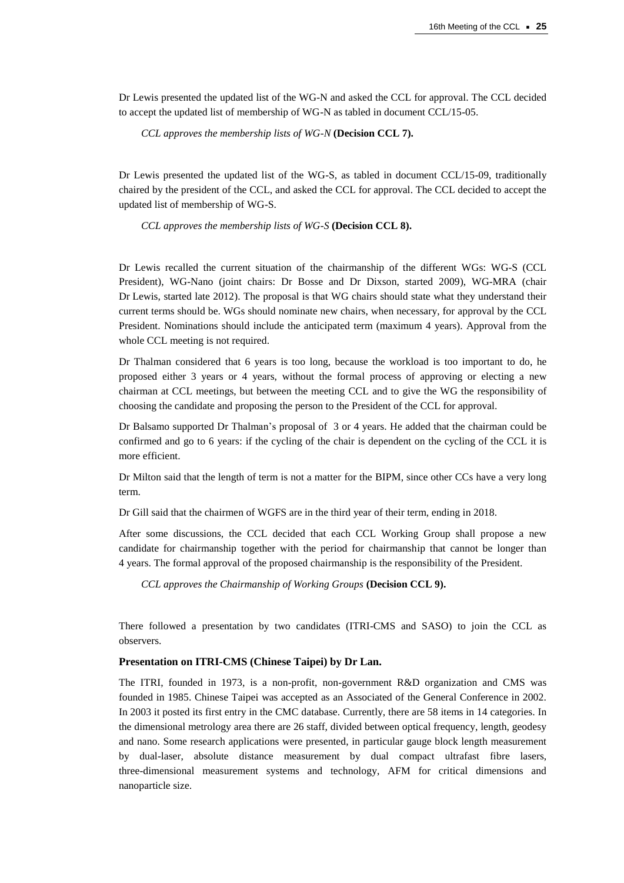Dr Lewis presented the updated list of the WG-N and asked the CCL for approval. The CCL decided to accept the updated list of membership of WG-N as tabled in document CCL/15-05.

*CCL approves the membership lists of WG-N* **(Decision CCL 7).**

Dr Lewis presented the updated list of the WG-S, as tabled in document CCL/15-09, traditionally chaired by the president of the CCL, and asked the CCL for approval. The CCL decided to accept the updated list of membership of WG-S.

*CCL approves the membership lists of WG-S* **(Decision CCL 8).**

Dr Lewis recalled the current situation of the chairmanship of the different WGs: WG-S (CCL President), WG-Nano (joint chairs: Dr Bosse and Dr Dixson, started 2009), WG-MRA (chair Dr Lewis, started late 2012). The proposal is that WG chairs should state what they understand their current terms should be. WGs should nominate new chairs, when necessary, for approval by the CCL President. Nominations should include the anticipated term (maximum 4 years). Approval from the whole CCL meeting is not required.

Dr Thalman considered that 6 years is too long, because the workload is too important to do, he proposed either 3 years or 4 years, without the formal process of approving or electing a new chairman at CCL meetings, but between the meeting CCL and to give the WG the responsibility of choosing the candidate and proposing the person to the President of the CCL for approval.

Dr Balsamo supported Dr Thalman's proposal of 3 or 4 years. He added that the chairman could be confirmed and go to 6 years: if the cycling of the chair is dependent on the cycling of the CCL it is more efficient.

Dr Milton said that the length of term is not a matter for the BIPM, since other CCs have a very long term.

Dr Gill said that the chairmen of WGFS are in the third year of their term, ending in 2018.

After some discussions, the CCL decided that each CCL Working Group shall propose a new candidate for chairmanship together with the period for chairmanship that cannot be longer than 4 years. The formal approval of the proposed chairmanship is the responsibility of the President.

*CCL approves the Chairmanship of Working Groups* **(Decision CCL 9).**

There followed a presentation by two candidates (ITRI-CMS and SASO) to join the CCL as observers.

**Presentation on ITRI-CMS (Chinese Taipei) by Dr Lan.**

The ITRI, founded in 1973, is a non-profit, non-government R&D organization and CMS was founded in 1985. Chinese Taipei was accepted as an Associated of the General Conference in 2002. In 2003 it posted its first entry in the CMC database. Currently, there are 58 items in 14 categories. In the dimensional metrology area there are 26 staff, divided between optical frequency, length, geodesy and nano. Some research applications were presented, in particular gauge block length measurement by dual-laser, absolute distance measurement by dual compact ultrafast fibre lasers, three-dimensional measurement systems and technology, AFM for critical dimensions and nanoparticle size.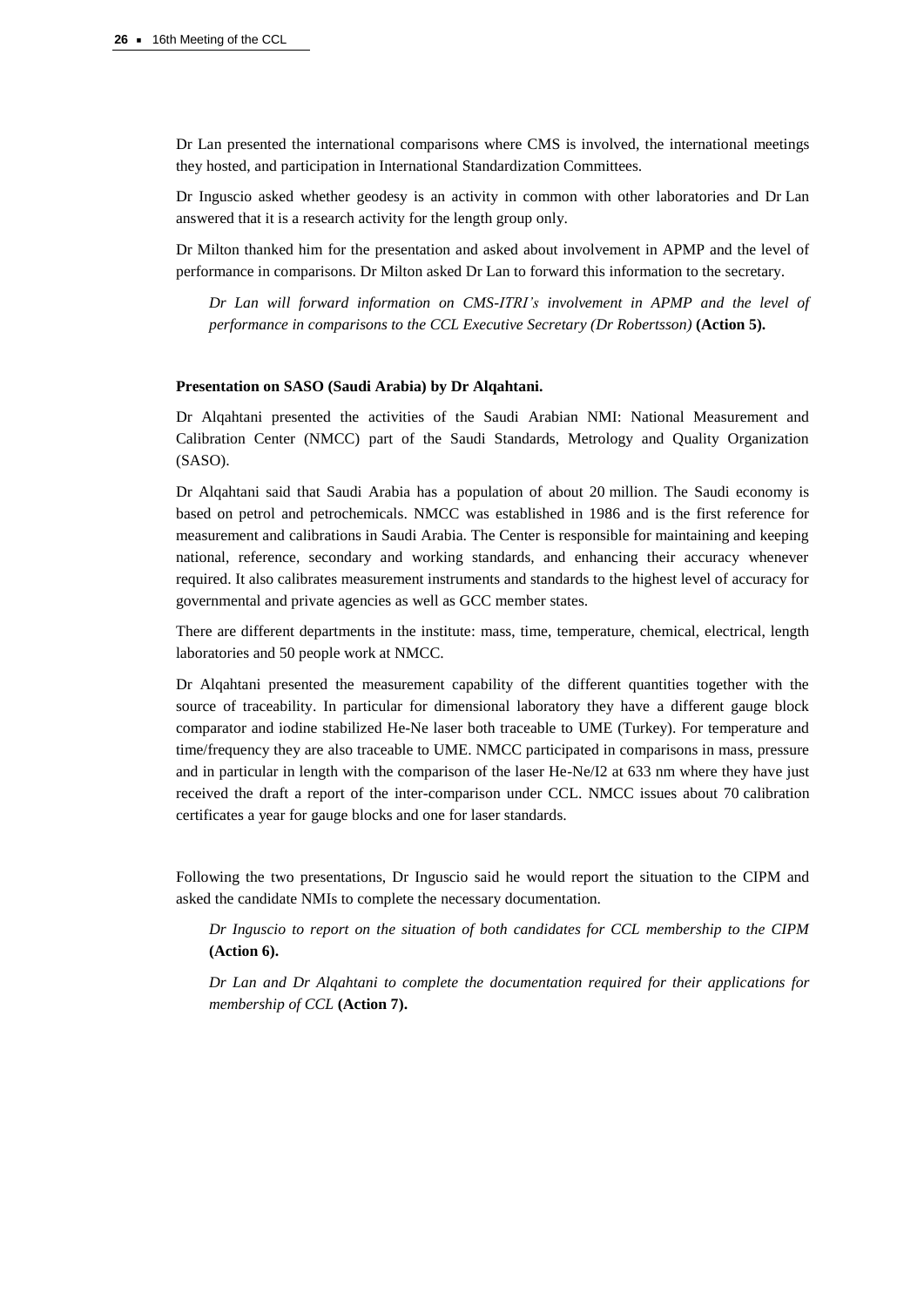Dr Lan presented the international comparisons where CMS is involved, the international meetings they hosted, and participation in International Standardization Committees.

Dr Inguscio asked whether geodesy is an activity in common with other laboratories and Dr Lan answered that it is a research activity for the length group only.

Dr Milton thanked him for the presentation and asked about involvement in APMP and the level of performance in comparisons. Dr Milton asked Dr Lan to forward this information to the secretary.

*Dr Lan will forward information on CMS-ITRI's involvement in APMP and the level of performance in comparisons to the CCL Executive Secretary (Dr Robertsson)* **(Action 5).**

**Presentation on SASO (Saudi Arabia) by Dr Alqahtani.**

Dr Alqahtani presented the activities of the Saudi Arabian NMI: National Measurement and Calibration Center (NMCC) part of the Saudi Standards, Metrology and Quality Organization (SASO).

Dr Alqahtani said that Saudi Arabia has a population of about 20 million. The Saudi economy is based on petrol and petrochemicals. NMCC was established in 1986 and is the first reference for measurement and calibrations in Saudi Arabia. The Center is responsible for maintaining and keeping national, reference, secondary and working standards, and enhancing their accuracy whenever required. It also calibrates measurement instruments and standards to the highest level of accuracy for governmental and private agencies as well as GCC member states.

There are different departments in the institute: mass, time, temperature, chemical, electrical, length laboratories and 50 people work at NMCC.

Dr Alqahtani presented the measurement capability of the different quantities together with the source of traceability. In particular for dimensional laboratory they have a different gauge block comparator and iodine stabilized He-Ne laser both traceable to UME (Turkey). For temperature and time/frequency they are also traceable to UME. NMCC participated in comparisons in mass, pressure and in particular in length with the comparison of the laser He-Ne/I2 at 633 nm where they have just received the draft a report of the inter-comparison under CCL. NMCC issues about 70 calibration certificates a year for gauge blocks and one for laser standards.

Following the two presentations, Dr Inguscio said he would report the situation to the CIPM and asked the candidate NMIs to complete the necessary documentation.

*Dr Inguscio to report on the situation of both candidates for CCL membership to the CIPM* **(Action 6).**

*Dr Lan and Dr Alqahtani to complete the documentation required for their applications for membership of CCL* **(Action 7).**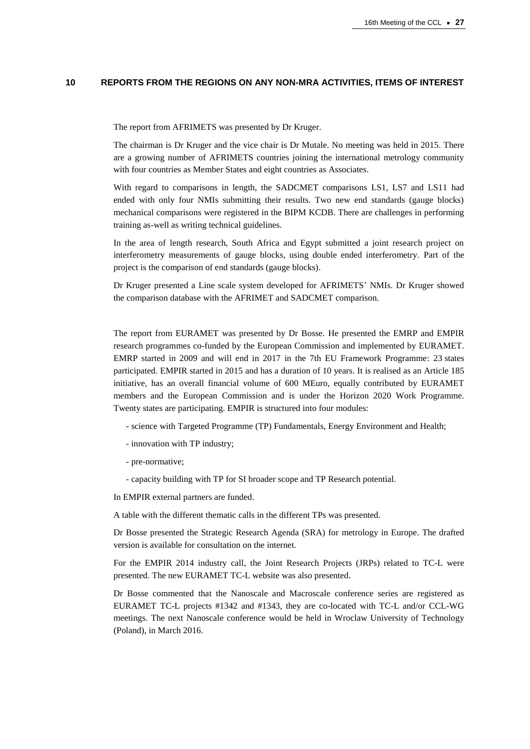## 10 REPORTS FROM THE REGIONS ON ANY NON-MRA ACTIVITIES, ITEMS OF INTEREST

The report from AFRIMETS was presented by Dr Kruger.

The chairman is Dr Kruger and the vice chair is Dr Mutale. No meeting was held in 2015. There are a growing number of AFRIMETS countries joining the international metrology community with four countries as Member States and eight countries as Associates.

With regard to comparisons in length, the SADCMET comparisons LS1, LS7 and LS11 had ended with only four NMIs submitting their results. Two new end standards (gauge blocks) mechanical comparisons were registered in the BIPM KCDB. There are challenges in performing training as-well as writing technical guidelines.

In the area of length research, South Africa and Egypt submitted a joint research project on interferometry measurements of gauge blocks, using double ended interferometry. Part of the project is the comparison of end standards (gauge blocks).

Dr Kruger presented a Line scale system developed for AFRIMETS' NMIs. Dr Kruger showed the comparison database with the AFRIMET and SADCMET comparison.

The report from EURAMET was presented by Dr Bosse. He presented the EMRP and EMPIR research programmes co-funded by the European Commission and implemented by EURAMET. EMRP started in 2009 and will end in 2017 in the 7th EU Framework Programme: 23 states participated. EMPIR started in 2015 and has a duration of 10 years. It is realised as an Article 185 initiative, has an overall financial volume of 600 MEuro, equally contributed by EURAMET members and the European Commission and is under the Horizon 2020 Work Programme. Twenty states are participating. EMPIR is structured into four modules:

- science with Targeted Programme (TP) Fundamentals, Energy Environment and Health;
- innovation with TP industry;
- pre-normative;
- capacity building with TP for SI broader scope and TP Research potential.

In EMPIR external partners are funded.

A table with the different thematic calls in the different TPs was presented.

Dr Bosse presented the Strategic Research Agenda (SRA) for metrology in Europe. The drafted version is available for consultation on the internet.

For the EMPIR 2014 industry call, the Joint Research Projects (JRPs) related to TC-L were presented. The new EURAMET TC-L website was also presented.

Dr Bosse commented that the Nanoscale and Macroscale conference series are registered as EURAMET TC-L projects #1342 and #1343, they are co-located with TC-L and/or CCL-WG meetings. The next Nanoscale conference would be held in Wroclaw University of Technology (Poland), in March 2016.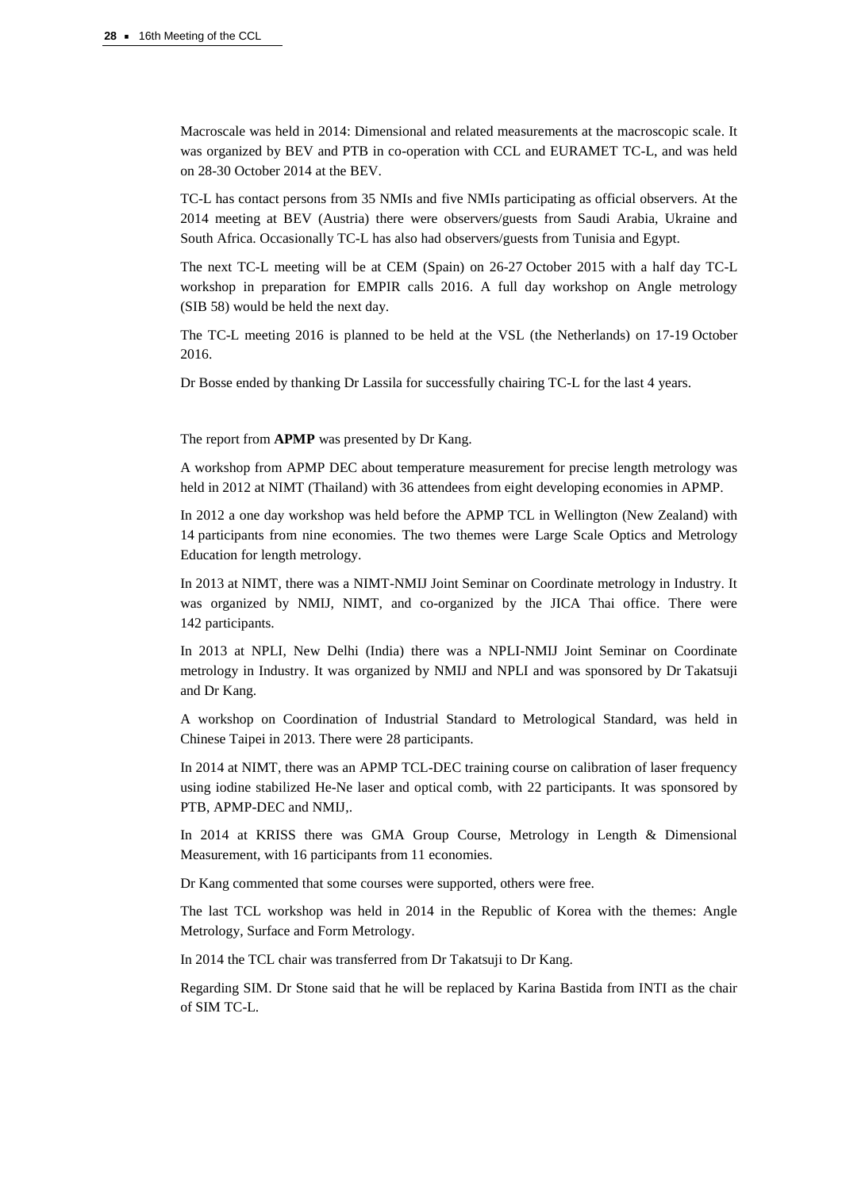Macroscale was held in 2014: Dimensional and related measurements at the macroscopic scale. It was organized by BEV and PTB in co-operation with CCL and EURAMET TC-L, and was held on 28-30 October 2014 at the BEV.

TC-L has contact persons from 35 NMIs and five NMIs participating as official observers. At the 2014 meeting at BEV (Austria) there were observers/guests from Saudi Arabia, Ukraine and South Africa. Occasionally TC-L has also had observers/guests from Tunisia and Egypt.

The next TC-L meeting will be at CEM (Spain) on 26-27 October 2015 with a half day TC-L workshop in preparation for EMPIR calls 2016. A full day workshop on Angle metrology (SIB 58) would be held the next day.

The TC-L meeting 2016 is planned to be held at the VSL (the Netherlands) on 17-19 October 2016.

Dr Bosse ended by thanking Dr Lassila for successfully chairing TC-L for the last 4 years.

The report from **APMP** was presented by Dr Kang.

A workshop from APMP DEC about temperature measurement for precise length metrology was held in 2012 at NIMT (Thailand) with 36 attendees from eight developing economies in APMP.

In 2012 a one day workshop was held before the APMP TCL in Wellington (New Zealand) with 14 participants from nine economies. The two themes were Large Scale Optics and Metrology Education for length metrology.

In 2013 at NIMT, there was a NIMT-NMIJ Joint Seminar on Coordinate metrology in Industry. It was organized by NMIJ, NIMT, and co-organized by the JICA Thai office. There were 142 participants.

In 2013 at NPLI, New Delhi (India) there was a NPLI-NMIJ Joint Seminar on Coordinate metrology in Industry. It was organized by NMIJ and NPLI and was sponsored by Dr Takatsuji and Dr Kang.

A workshop on Coordination of Industrial Standard to Metrological Standard, was held in Chinese Taipei in 2013. There were 28 participants.

In 2014 at NIMT, there was an APMP TCL-DEC training course on calibration of laser frequency using iodine stabilized He-Ne laser and optical comb, with 22 participants. It was sponsored by PTB, APMP-DEC and NMIJ,.

In 2014 at KRISS there was GMA Group Course, Metrology in Length & Dimensional Measurement, with 16 participants from 11 economies.

Dr Kang commented that some courses were supported, others were free.

The last TCL workshop was held in 2014 in the Republic of Korea with the themes: Angle Metrology, Surface and Form Metrology.

In 2014 the TCL chair was transferred from Dr Takatsuji to Dr Kang.

Regarding SIM. Dr Stone said that he will be replaced by Karina Bastida from INTI as the chair of SIM TC-L.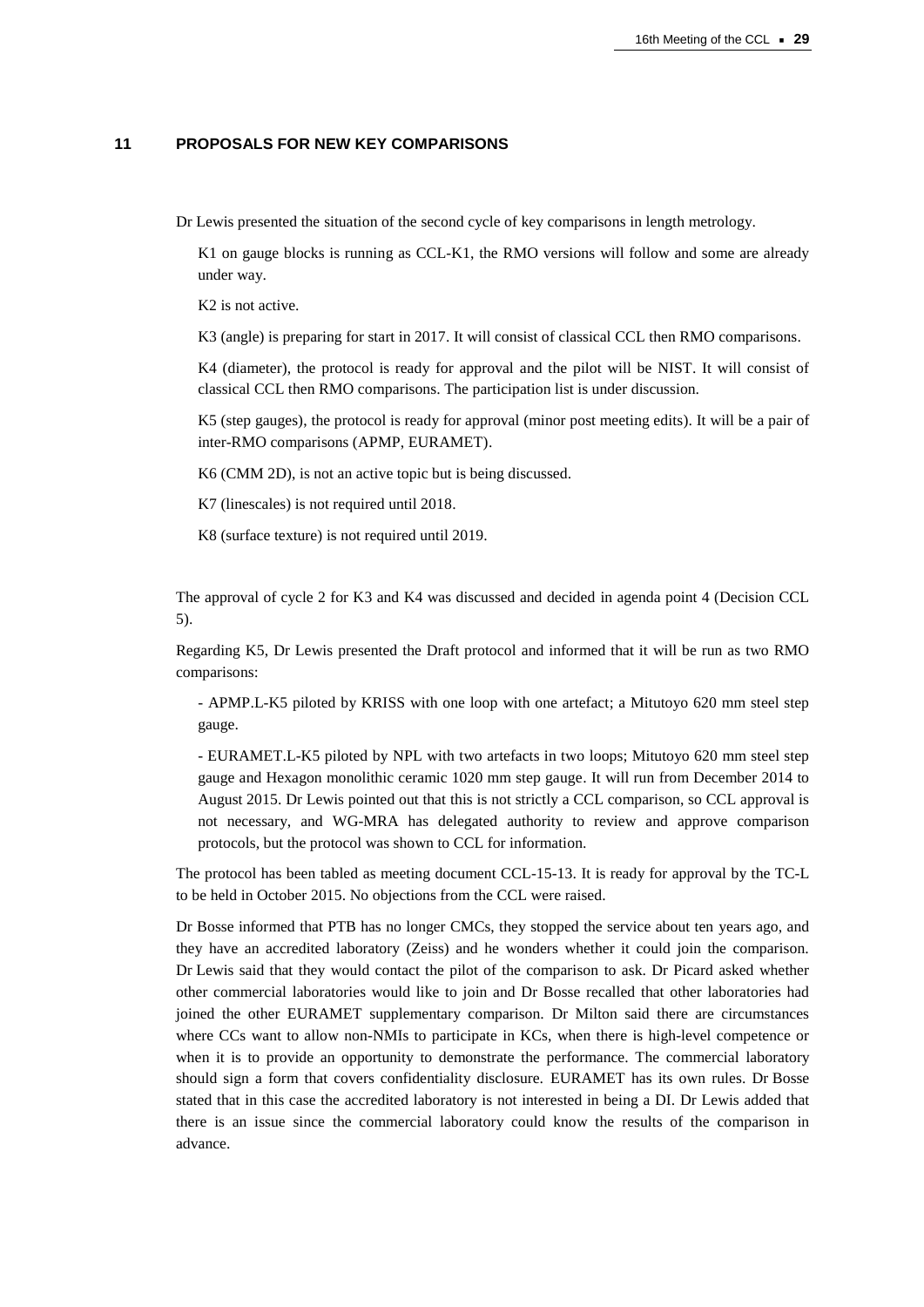## 11 PROPOSALS FOR NEW KEY COMPARISONS

Dr Lewis presented the situation of the second cycle of key comparisons in length metrology.

K1 on gauge blocks is running as CCL-K1, the RMO versions will follow and some are already under way.

K2 is not active.

K3 (angle) is preparing for start in 2017. It will consist of classical CCL then RMO comparisons.

K4 (diameter), the protocol is ready for approval and the pilot will be NIST. It will consist of classical CCL then RMO comparisons. The participation list is under discussion.

K5 (step gauges), the protocol is ready for approval (minor post meeting edits). It will be a pair of inter-RMO comparisons (APMP, EURAMET).

K6 (CMM 2D), is not an active topic but is being discussed.

K7 (linescales) is not required until 2018.

K8 (surface texture) is not required until 2019.

The approval of cycle 2 for K3 and K4 was discussed and decided in agenda point 4 (Decision CCL 5).

Regarding K5, Dr Lewis presented the Draft protocol and informed that it will be run as two RMO comparisons:

- APMP.L-K5 piloted by KRISS with one loop with one artefact; a Mitutoyo 620 mm steel step gauge.

- EURAMET.L-K5 piloted by NPL with two artefacts in two loops; Mitutoyo 620 mm steel step gauge and Hexagon monolithic ceramic 1020 mm step gauge. It will run from December 2014 to August 2015. Dr Lewis pointed out that this is not strictly a CCL comparison, so CCL approval is not necessary, and WG-MRA has delegated authority to review and approve comparison protocols, but the protocol was shown to CCL for information.

The protocol has been tabled as meeting document CCL-15-13. It is ready for approval by the TC-L to be held in October 2015. No objections from the CCL were raised.

Dr Bosse informed that PTB has no longer CMCs, they stopped the service about ten years ago, and they have an accredited laboratory (Zeiss) and he wonders whether it could join the comparison. Dr Lewis said that they would contact the pilot of the comparison to ask. Dr Picard asked whether other commercial laboratories would like to join and Dr Bosse recalled that other laboratories had joined the other EURAMET supplementary comparison. Dr Milton said there are circumstances where CCs want to allow non-NMIs to participate in KCs, when there is high-level competence or when it is to provide an opportunity to demonstrate the performance. The commercial laboratory should sign a form that covers confidentiality disclosure. EURAMET has its own rules. Dr Bosse stated that in this case the accredited laboratory is not interested in being a DI. Dr Lewis added that there is an issue since the commercial laboratory could know the results of the comparison in advance.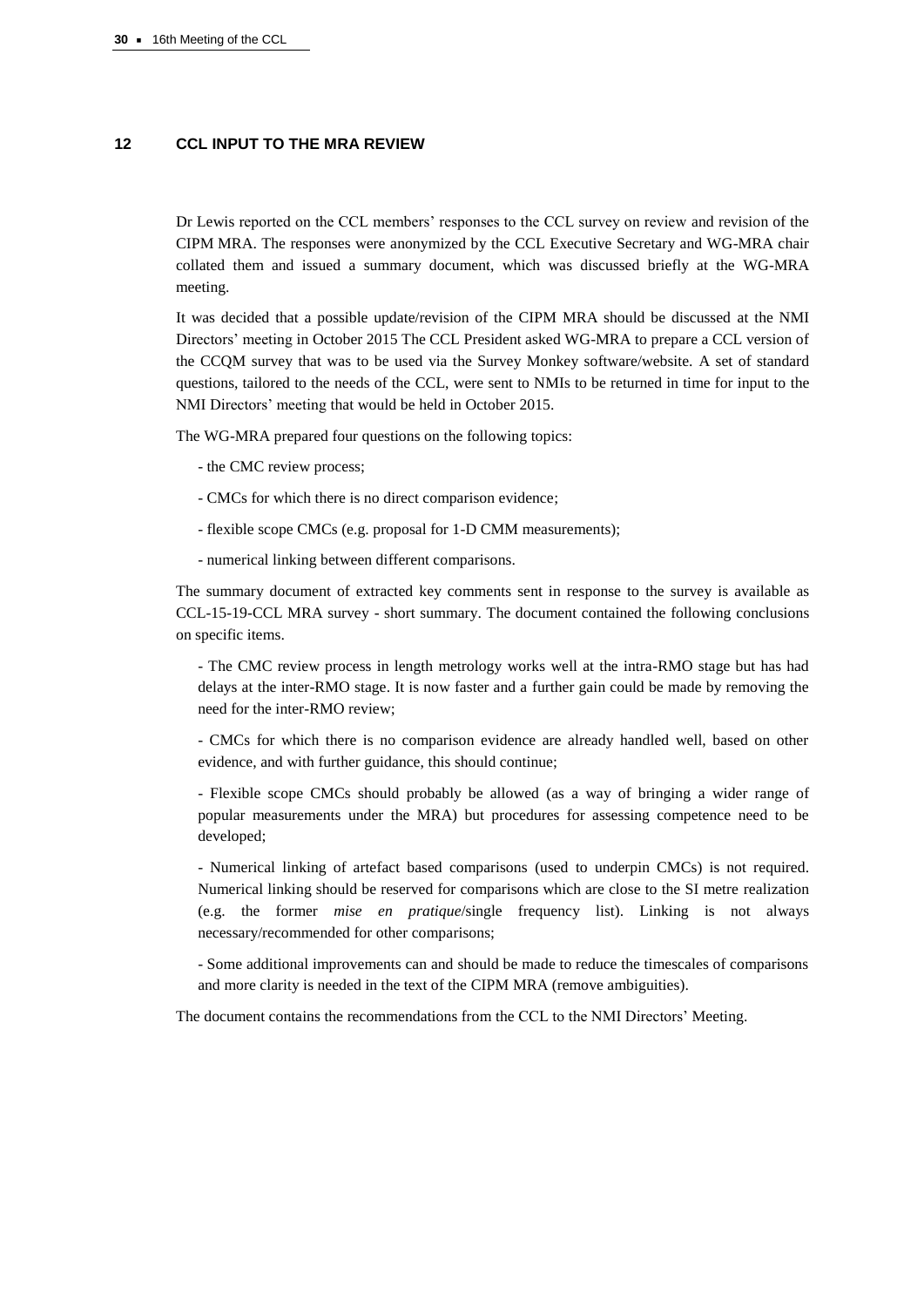## 12 CCL INPUT TO THE MRA REVIEW

Dr Lewis reported on the CCL members' responses to the CCL survey on review and revision of the CIPM MRA. The responses were anonymized by the CCL Executive Secretary and WG-MRA chair collated them and issued a summary document, which was discussed briefly at the WG-MRA meeting.

It was decided that a possible update/revision of the CIPM MRA should be discussed at the NMI Directors' meeting in October 2015 The CCL President asked WG-MRA to prepare a CCL version of the CCQM survey that was to be used via the Survey Monkey software/website. A set of standard questions, tailored to the needs of the CCL, were sent to NMIs to be returned in time for input to the NMI Directors' meeting that would be held in October 2015.

The WG-MRA prepared four questions on the following topics:

- the CMC review process;
- CMCs for which there is no direct comparison evidence;
- flexible scope CMCs (e.g. proposal for 1-D CMM measurements);
- numerical linking between different comparisons.

The summary document of extracted key comments sent in response to the survey is available as CCL-15-19-CCL MRA survey - short summary. The document contained the following conclusions on specific items.

- The CMC review process in length metrology works well at the intra-RMO stage but has had delays at the inter-RMO stage. It is now faster and a further gain could be made by removing the need for the inter-RMO review;
- CMCs for which there is no comparison evidence are already handled well, based on other evidence, and with further guidance, this should continue;
- Flexible scope CMCs should probably be allowed (as a way of bringing a wider range of popular measurements under the MRA) but procedures for assessing competence need to be developed;
- Numerical linking of artefact based comparisons (used to underpin CMCs) is not required. Numerical linking should be reserved for comparisons which are close to the SI metre realization (e.g. the former *mise en pratique*/single frequency list). Linking is not always necessary/recommended for other comparisons;
- Some additional improvements can and should be made to reduce the timescales of comparisons and more clarity is needed in the text of the CIPM MRA (remove ambiguities).

The document contains the recommendations from the CCL to the NMI Directors' Meeting.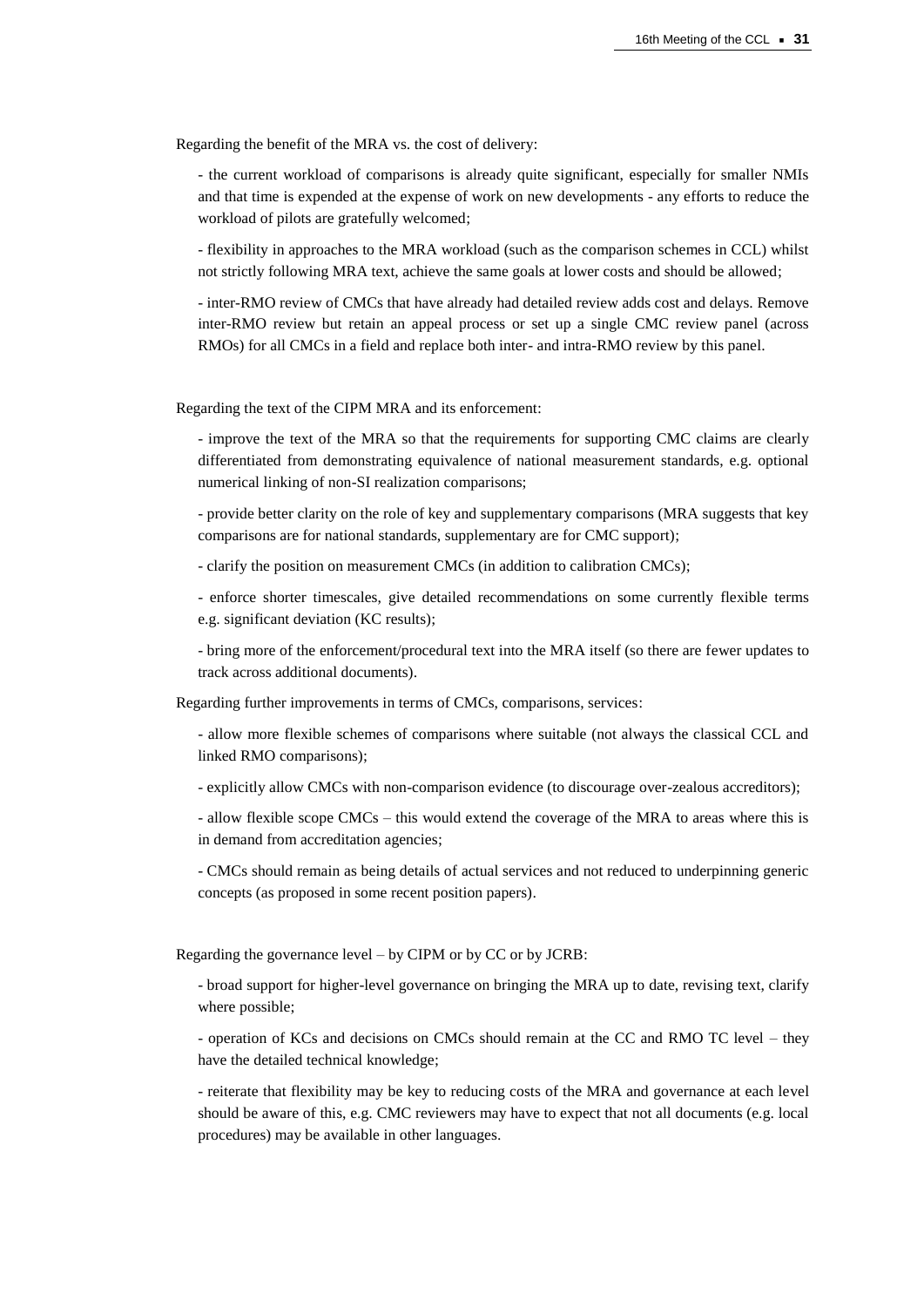Regarding the benefit of the MRA vs. the cost of delivery:

- the current workload of comparisons is already quite significant, especially for smaller NMIs and that time is expended at the expense of work on new developments - any efforts to reduce the workload of pilots are gratefully welcomed;

- flexibility in approaches to the MRA workload (such as the comparison schemes in CCL) whilst not strictly following MRA text, achieve the same goals at lower costs and should be allowed;

- inter-RMO review of CMCs that have already had detailed review adds cost and delays. Remove inter-RMO review but retain an appeal process or set up a single CMC review panel (across RMOs) for all CMCs in a field and replace both inter- and intra-RMO review by this panel.

Regarding the text of the CIPM MRA and its enforcement:

- improve the text of the MRA so that the requirements for supporting CMC claims are clearly differentiated from demonstrating equivalence of national measurement standards, e.g. optional numerical linking of non-SI realization comparisons;

- provide better clarity on the role of key and supplementary comparisons (MRA suggests that key comparisons are for national standards, supplementary are for CMC support);

- clarify the position on measurement CMCs (in addition to calibration CMCs);

- enforce shorter timescales, give detailed recommendations on some currently flexible terms e.g. significant deviation (KC results);

- bring more of the enforcement/procedural text into the MRA itself (so there are fewer updates to track across additional documents).

Regarding further improvements in terms of CMCs, comparisons, services:

- allow more flexible schemes of comparisons where suitable (not always the classical CCL and linked RMO comparisons);

- explicitly allow CMCs with non-comparison evidence (to discourage over-zealous accreditors);

- allow flexible scope CMCs – this would extend the coverage of the MRA to areas where this is in demand from accreditation agencies;

- CMCs should remain as being details of actual services and not reduced to underpinning generic concepts (as proposed in some recent position papers).

Regarding the governance level – by CIPM or by CC or by JCRB:

- broad support for higher-level governance on bringing the MRA up to date, revising text, clarify where possible;

- operation of KCs and decisions on CMCs should remain at the CC and RMO TC level – they have the detailed technical knowledge;

- reiterate that flexibility may be key to reducing costs of the MRA and governance at each level should be aware of this, e.g. CMC reviewers may have to expect that not all documents (e.g. local procedures) may be available in other languages.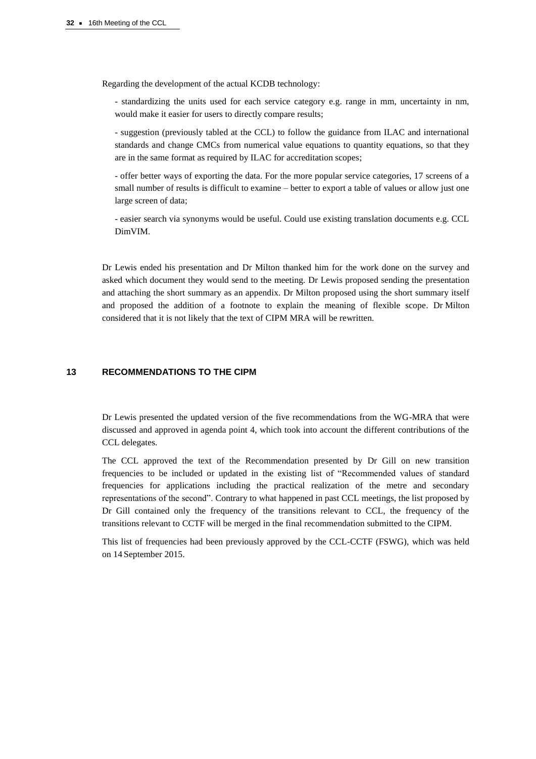Regarding the development of the actual KCDB technology:

- standardizing the units used for each service category e.g. range in mm, uncertainty in nm, would make it easier for users to directly compare results;

- suggestion (previously tabled at the CCL) to follow the guidance from ILAC and international standards and change CMCs from numerical value equations to quantity equations, so that they are in the same format as required by ILAC for accreditation scopes;

- offer better ways of exporting the data. For the more popular service categories, 17 screens of a small number of results is difficult to examine – better to export a table of values or allow just one large screen of data;

- easier search via synonyms would be useful. Could use existing translation documents e.g. CCL DimVIM.

Dr Lewis ended his presentation and Dr Milton thanked him for the work done on the survey and asked which document they would send to the meeting. Dr Lewis proposed sending the presentation and attaching the short summary as an appendix. Dr Milton proposed using the short summary itself and proposed the addition of a footnote to explain the meaning of flexible scope. Dr Milton considered that it is not likely that the text of CIPM MRA will be rewritten.

## 13 RECOMMENDATIONS TO THE CIPM

Dr Lewis presented the updated version of the five recommendations from the WG-MRA that were discussed and approved in agenda point 4, which took into account the different contributions of the CCL delegates.

The CCL approved the text of the Recommendation presented by Dr Gill on new transition frequencies to be included or updated in the existing list of "Recommended values of standard frequencies for applications including the practical realization of the metre and secondary representations of the second". Contrary to what happened in past CCL meetings, the list proposed by Dr Gill contained only the frequency of the transitions relevant to CCL, the frequency of the transitions relevant to CCTF will be merged in the final recommendation submitted to the CIPM.

This list of frequencies had been previously approved by the CCL-CCTF (FSWG), which was held on 14 September 2015.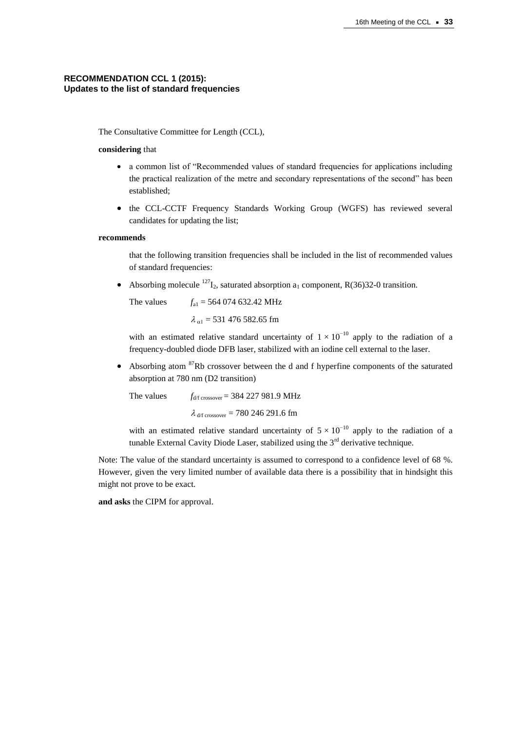**RECOMMENDATION CCL 1 (2015):**
**Updates to the list of standard frequencies**

The Consultative Committee for Length (CCL),

**considering** that

- a common list of "Recommended values of standard frequencies for applications including the practical realization of the metre and secondary representations of the second" has been established;
- the CCL-CCTF Frequency Standards Working Group (WGFS) has reviewed several candidates for updating the list;

**recommends**

that the following transition frequencies shall be included in the list of recommended values of standard frequencies:

- Absorbing molecule $^{127}I_2$, saturated absorption $a_1$ component, R(36)32-0 transition.

  The values $f_{a1}$ = 564 074 632.42 MHz

  $\lambda_{\alpha 1}$ = 531 476 582.65 fm

  with an estimated relative standard uncertainty of $1 \times 10^{-10}$ apply to the radiation of a frequency-doubled diode DFB laser, stabilized with an iodine cell external to the laser.

- Absorbing atom $^{87}$Rb crossover between the d and f hyperfine components of the saturated absorption at 780 nm (D2 transition)

  The values $f_{\text{d/f crossover}}$ = 384 227 981.9 MHz

  $\lambda_{\text{d/f crossover}}$ = 780 246 291.6 fm

  with an estimated relative standard uncertainty of $5 \times 10^{-10}$ apply to the radiation of a tunable External Cavity Diode Laser, stabilized using the 3rd derivative technique.

Note: The value of the standard uncertainty is assumed to correspond to a confidence level of 68 %. However, given the very limited number of available data there is a possibility that in hindsight this might not prove to be exact.

**and asks** the CIPM for approval.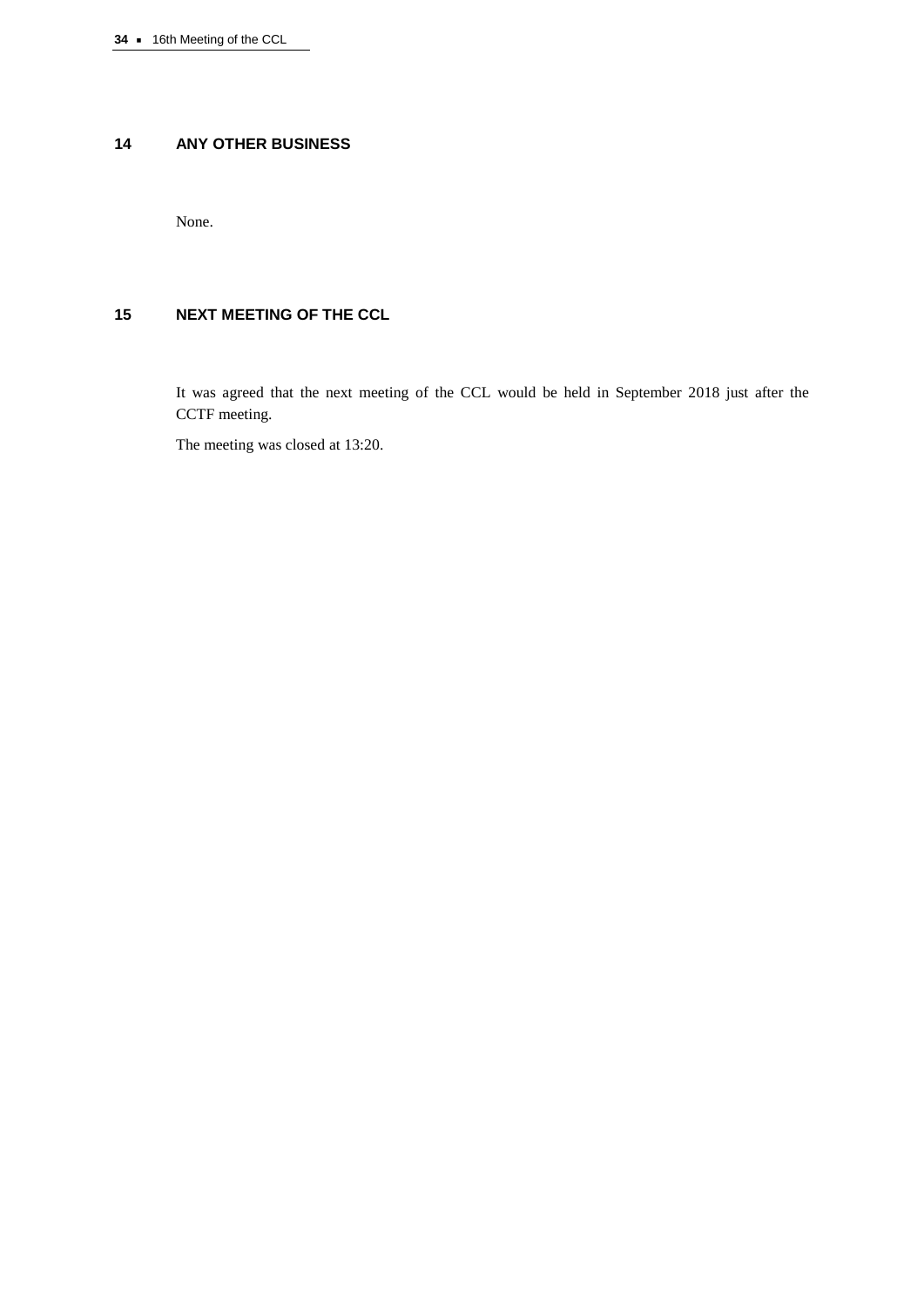## 14 ANY OTHER BUSINESS

None.

## 15 NEXT MEETING OF THE CCL

It was agreed that the next meeting of the CCL would be held in September 2018 just after the CCTF meeting.

The meeting was closed at 13:20.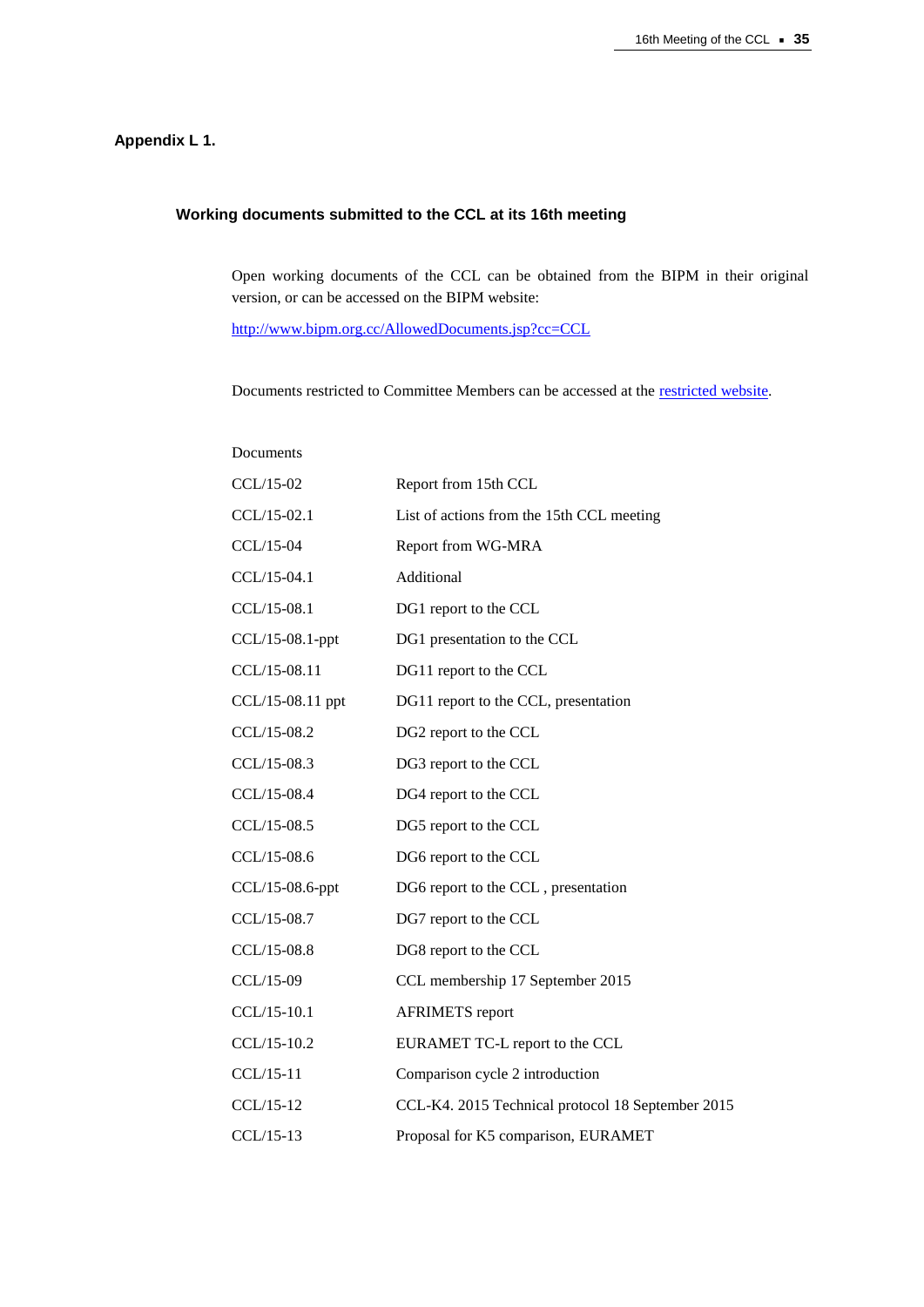## Appendix L 1.

### Working documents submitted to the CCL at its 16th meeting

Open working documents of the CCL can be obtained from the BIPM in their original version, or can be accessed on the BIPM website:

http://www.bipm.org.cc/AllowedDocuments.jsp?cc=CCL

Documents restricted to Committee Members can be accessed at the restricted website.

Documents

| | |
|---|---|
| CCL/15-02 | Report from 15th CCL |
| CCL/15-02.1 | List of actions from the 15th CCL meeting |
| CCL/15-04 | Report from WG-MRA |
| CCL/15-04.1 | Additional |
| CCL/15-08.1 | DG1 report to the CCL |
| CCL/15-08.1-ppt | DG1 presentation to the CCL |
| CCL/15-08.11 | DG11 report to the CCL |
| CCL/15-08.11 ppt | DG11 report to the CCL, presentation |
| CCL/15-08.2 | DG2 report to the CCL |
| CCL/15-08.3 | DG3 report to the CCL |
| CCL/15-08.4 | DG4 report to the CCL |
| CCL/15-08.5 | DG5 report to the CCL |
| CCL/15-08.6 | DG6 report to the CCL |
| CCL/15-08.6-ppt | DG6 report to the CCL , presentation |
| CCL/15-08.7 | DG7 report to the CCL |
| CCL/15-08.8 | DG8 report to the CCL |
| CCL/15-09 | CCL membership 17 September 2015 |
| CCL/15-10.1 | AFRIMETS report |
| CCL/15-10.2 | EURAMET TC-L report to the CCL |
| CCL/15-11 | Comparison cycle 2 introduction |
| CCL/15-12 | CCL-K4. 2015 Technical protocol 18 September 2015 |
| CCL/15-13 | Proposal for K5 comparison, EURAMET |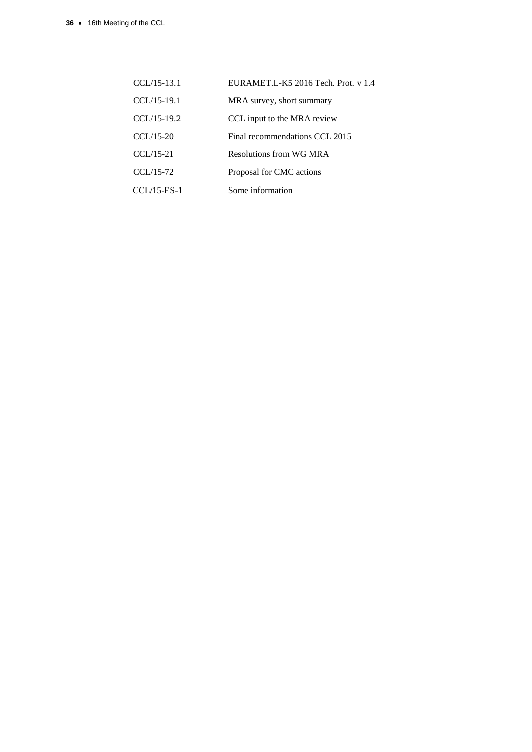| | |
|---|---|
| CCL/15-13.1 | EURAMET.L-K5 2016 Tech. Prot. v 1.4 |
| CCL/15-19.1 | MRA survey, short summary |
| CCL/15-19.2 | CCL input to the MRA review |
| CCL/15-20 | Final recommendations CCL 2015 |
| CCL/15-21 | Resolutions from WG MRA |
| CCL/15-72 | Proposal for CMC actions |
| CCL/15-ES-1 | Some information |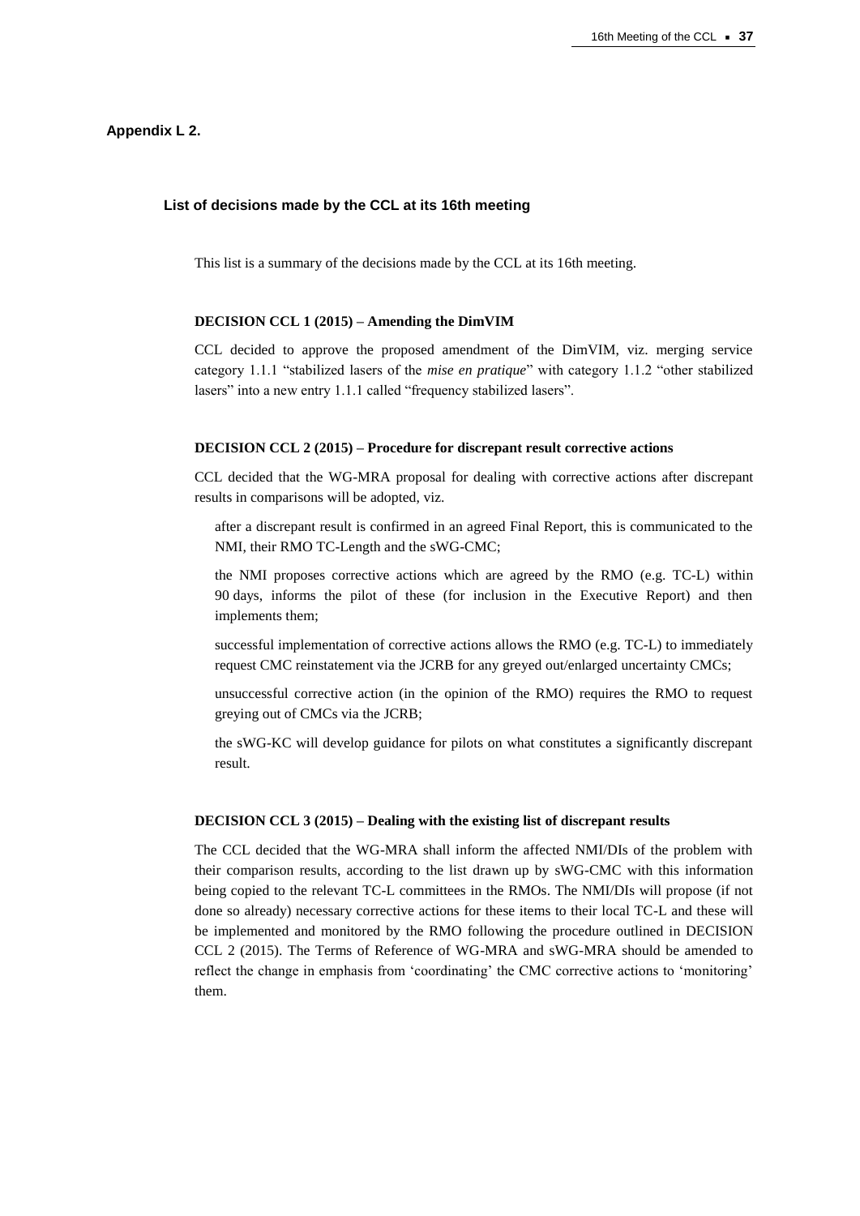## Appendix L 2.

### List of decisions made by the CCL at its 16th meeting

This list is a summary of the decisions made by the CCL at its 16th meeting.

**DECISION CCL 1 (2015) – Amending the DimVIM**

CCL decided to approve the proposed amendment of the DimVIM, viz. merging service category 1.1.1 "stabilized lasers of the *mise en pratique*" with category 1.1.2 "other stabilized lasers" into a new entry 1.1.1 called "frequency stabilized lasers".

**DECISION CCL 2 (2015) – Procedure for discrepant result corrective actions**

CCL decided that the WG-MRA proposal for dealing with corrective actions after discrepant results in comparisons will be adopted, viz.

after a discrepant result is confirmed in an agreed Final Report, this is communicated to the NMI, their RMO TC-Length and the sWG-CMC;

the NMI proposes corrective actions which are agreed by the RMO (e.g. TC-L) within 90 days, informs the pilot of these (for inclusion in the Executive Report) and then implements them;

successful implementation of corrective actions allows the RMO (e.g. TC-L) to immediately request CMC reinstatement via the JCRB for any greyed out/enlarged uncertainty CMCs;

unsuccessful corrective action (in the opinion of the RMO) requires the RMO to request greying out of CMCs via the JCRB;

the sWG-KC will develop guidance for pilots on what constitutes a significantly discrepant result.

**DECISION CCL 3 (2015) – Dealing with the existing list of discrepant results**

The CCL decided that the WG-MRA shall inform the affected NMI/DIs of the problem with their comparison results, according to the list drawn up by sWG-CMC with this information being copied to the relevant TC-L committees in the RMOs. The NMI/DIs will propose (if not done so already) necessary corrective actions for these items to their local TC-L and these will be implemented and monitored by the RMO following the procedure outlined in DECISION CCL 2 (2015). The Terms of Reference of WG-MRA and sWG-MRA should be amended to reflect the change in emphasis from 'coordinating' the CMC corrective actions to 'monitoring' them.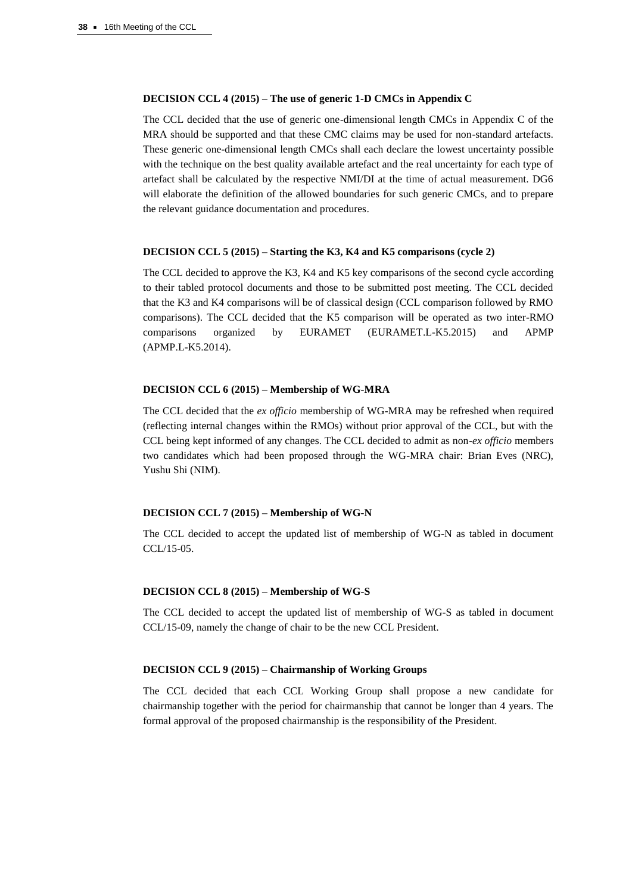**DECISION CCL 4 (2015) – The use of generic 1-D CMCs in Appendix C**

The CCL decided that the use of generic one-dimensional length CMCs in Appendix C of the MRA should be supported and that these CMC claims may be used for non-standard artefacts. These generic one-dimensional length CMCs shall each declare the lowest uncertainty possible with the technique on the best quality available artefact and the real uncertainty for each type of artefact shall be calculated by the respective NMI/DI at the time of actual measurement. DG6 will elaborate the definition of the allowed boundaries for such generic CMCs, and to prepare the relevant guidance documentation and procedures.

**DECISION CCL 5 (2015) – Starting the K3, K4 and K5 comparisons (cycle 2)**

The CCL decided to approve the K3, K4 and K5 key comparisons of the second cycle according to their tabled protocol documents and those to be submitted post meeting. The CCL decided that the K3 and K4 comparisons will be of classical design (CCL comparison followed by RMO comparisons). The CCL decided that the K5 comparison will be operated as two inter-RMO comparisons organized by EURAMET (EURAMET.L-K5.2015) and APMP (APMP.L-K5.2014).

**DECISION CCL 6 (2015) – Membership of WG-MRA**

The CCL decided that the *ex officio* membership of WG-MRA may be refreshed when required (reflecting internal changes within the RMOs) without prior approval of the CCL, but with the CCL being kept informed of any changes. The CCL decided to admit as non-*ex officio* members two candidates which had been proposed through the WG-MRA chair: Brian Eves (NRC), Yushu Shi (NIM).

**DECISION CCL 7 (2015) – Membership of WG-N**

The CCL decided to accept the updated list of membership of WG-N as tabled in document CCL/15-05.

**DECISION CCL 8 (2015) – Membership of WG-S**

The CCL decided to accept the updated list of membership of WG-S as tabled in document CCL/15-09, namely the change of chair to be the new CCL President.

**DECISION CCL 9 (2015) – Chairmanship of Working Groups**

The CCL decided that each CCL Working Group shall propose a new candidate for chairmanship together with the period for chairmanship that cannot be longer than 4 years. The formal approval of the proposed chairmanship is the responsibility of the President.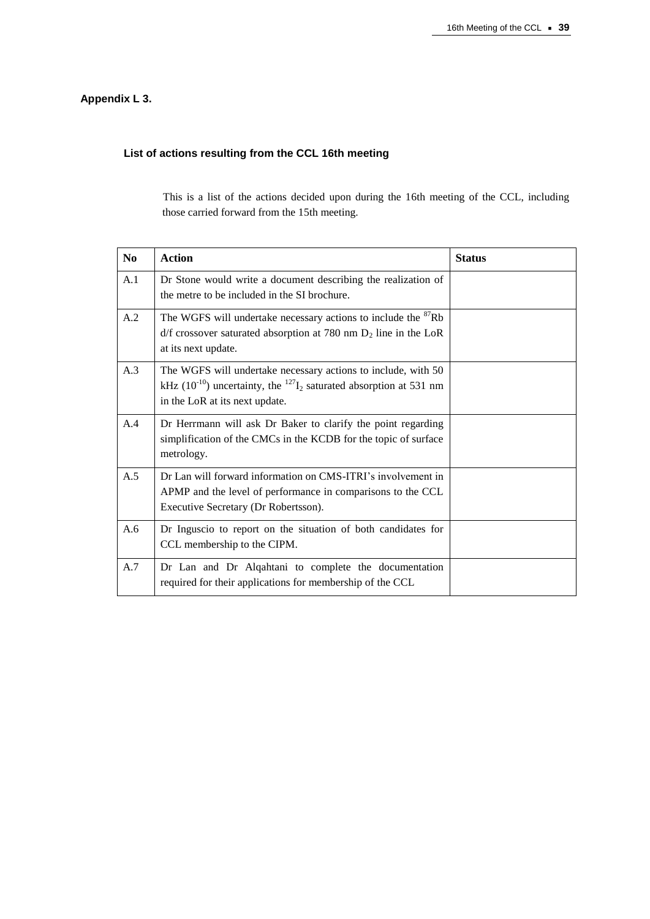**Appendix L 3.**

**List of actions resulting from the CCL 16th meeting**

This is a list of the actions decided upon during the 16th meeting of the CCL, including those carried forward from the 15th meeting.

| No | Action | Status |
|---|---|---|
| A.1 | Dr Stone would write a document describing the realization of the metre to be included in the SI brochure. | |
| A.2 | The WGFS will undertake necessary actions to include the $^{87}$Rb d/f crossover saturated absorption at 780 nm $D_2$ line in the LoR at its next update. | |
| A.3 | The WGFS will undertake necessary actions to include, with 50 kHz ($10^{-10}$) uncertainty, the $^{127}I_2$ saturated absorption at 531 nm in the LoR at its next update. | |
| A.4 | Dr Herrmann will ask Dr Baker to clarify the point regarding simplification of the CMCs in the KCDB for the topic of surface metrology. | |
| A.5 | Dr Lan will forward information on CMS-ITRI's involvement in APMP and the level of performance in comparisons to the CCL Executive Secretary (Dr Robertsson). | |
| A.6 | Dr Inguscio to report on the situation of both candidates for CCL membership to the CIPM. | |
| A.7 | Dr Lan and Dr Alqahtani to complete the documentation required for their applications for membership of the CCL | |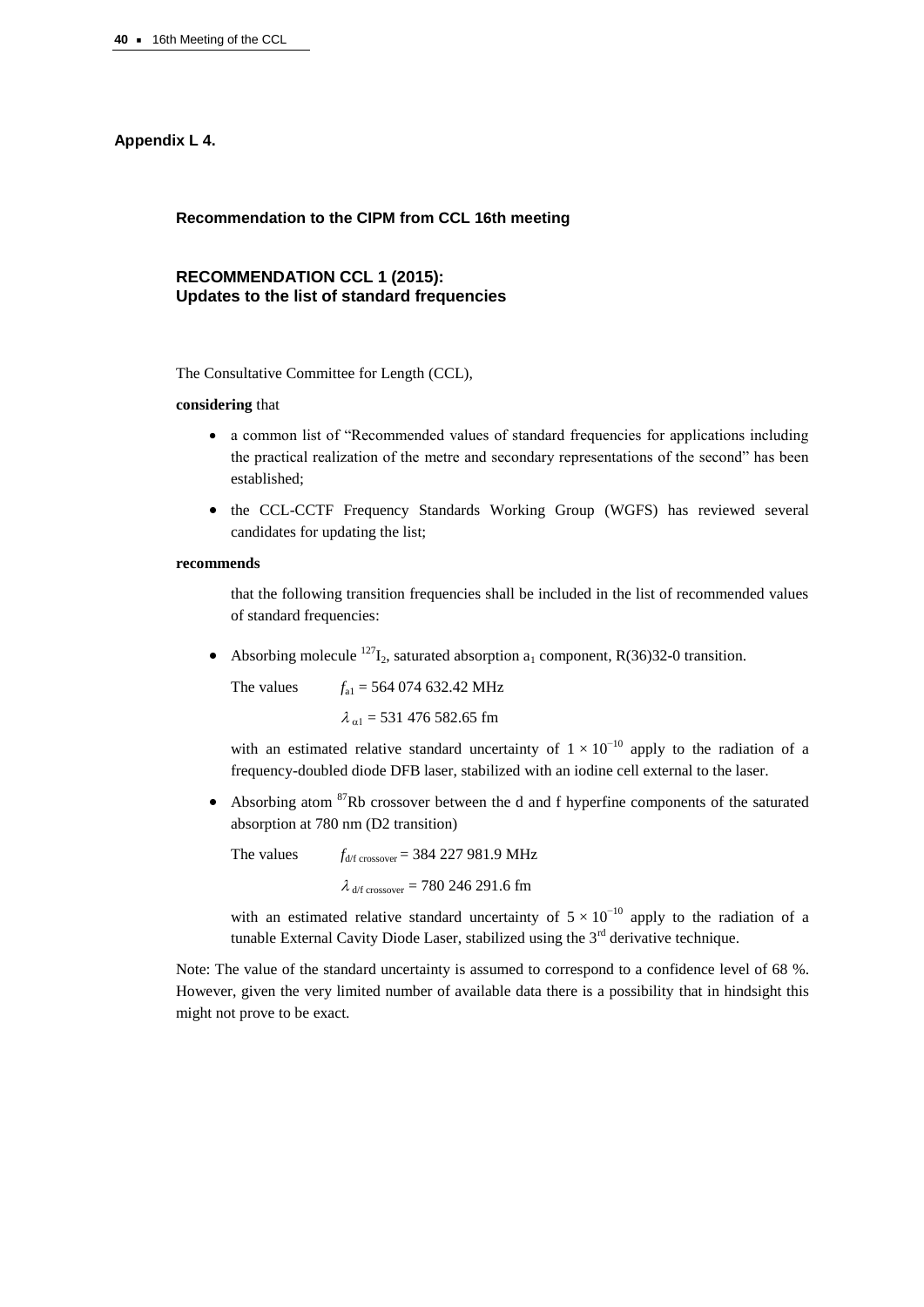**Appendix L 4.**

**Recommendation to the CIPM from CCL 16th meeting**

**RECOMMENDATION CCL 1 (2015):**
**Updates to the list of standard frequencies**

The Consultative Committee for Length (CCL),

**considering** that

- a common list of "Recommended values of standard frequencies for applications including the practical realization of the metre and secondary representations of the second" has been established;
- the CCL-CCTF Frequency Standards Working Group (WGFS) has reviewed several candidates for updating the list;

**recommends**

that the following transition frequencies shall be included in the list of recommended values of standard frequencies:

- Absorbing molecule $^{127}I_2$, saturated absorption $a_1$ component, R(36)32-0 transition.

  The values $f_{a1}$ = 564 074 632.42 MHz

  $\lambda_{a1}$ = 531 476 582.65 fm

  with an estimated relative standard uncertainty of $1 \times 10^{-10}$ apply to the radiation of a frequency-doubled diode DFB laser, stabilized with an iodine cell external to the laser.

- Absorbing atom $^{87}$Rb crossover between the d and f hyperfine components of the saturated absorption at 780 nm (D2 transition)

  The values $f_{\text{d/f crossover}}$ = 384 227 981.9 MHz

  $\lambda_{\text{d/f crossover}}$ = 780 246 291.6 fm

  with an estimated relative standard uncertainty of $5 \times 10^{-10}$ apply to the radiation of a tunable External Cavity Diode Laser, stabilized using the 3rd derivative technique.

Note: The value of the standard uncertainty is assumed to correspond to a confidence level of 68 %. However, given the very limited number of available data there is a possibility that in hindsight this might not prove to be exact.